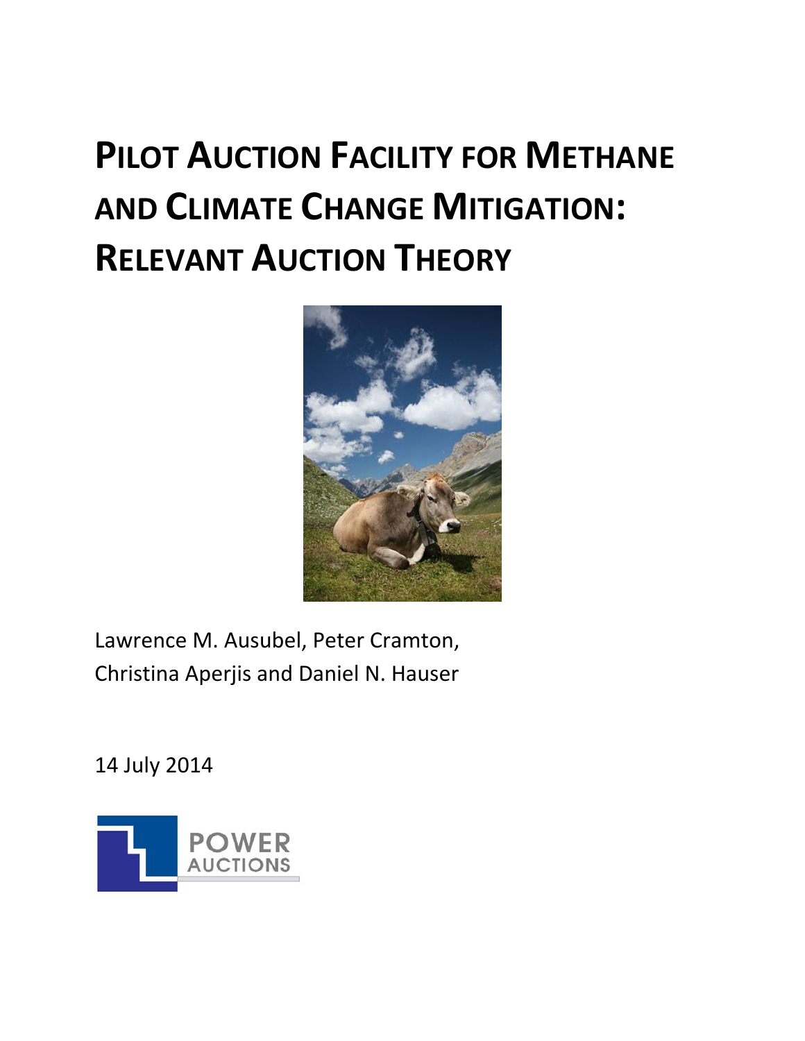# Pilot Auction Facility for Methane and Climate Change Mitigation: Relevant Auction Theory

Lawrence M. Ausubel, Peter Cramton, Christina Aperjis and Daniel N. Hauser

14 July 2014

POWER AUCTIONS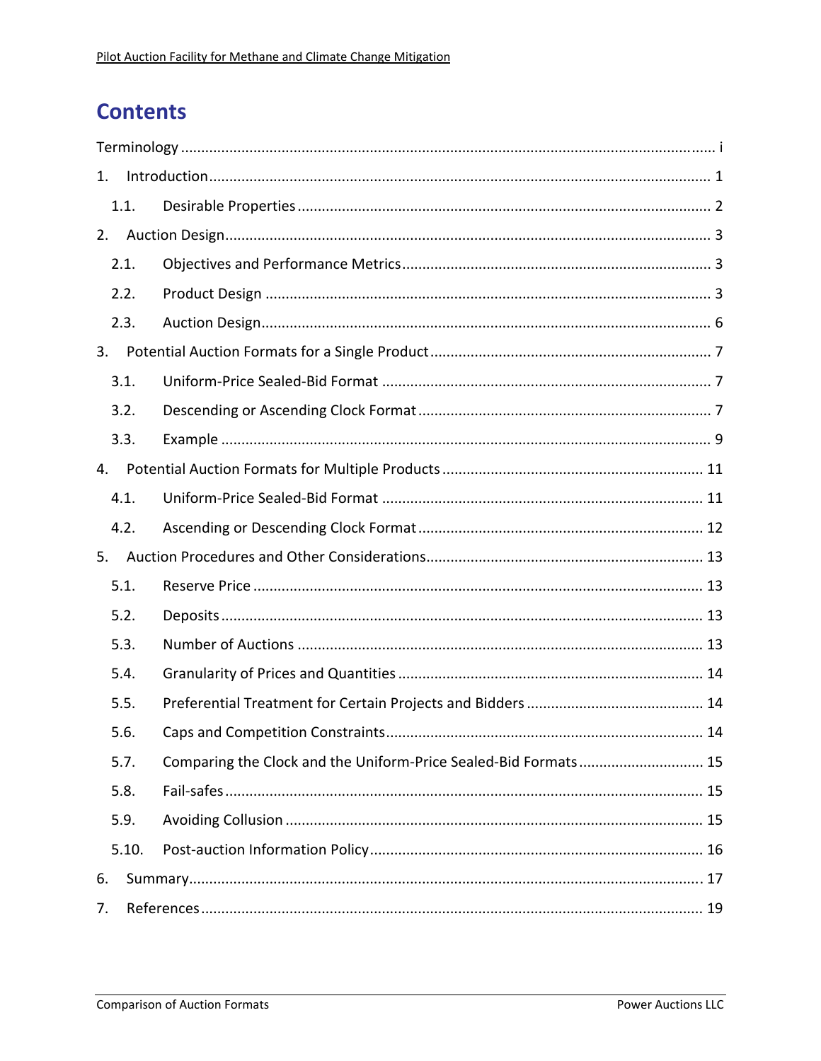# Contents

Terminology ..... i

1. Introduction ..... 1
   - 1.1. Desirable Properties ..... 2
2. Auction Design ..... 3
   - 2.1. Objectives and Performance Metrics ..... 3
   - 2.2. Product Design ..... 3
   - 2.3. Auction Design ..... 6
3. Potential Auction Formats for a Single Product ..... 7
   - 3.1. Uniform-Price Sealed-Bid Format ..... 7
   - 3.2. Descending or Ascending Clock Format ..... 7
   - 3.3. Example ..... 9
4. Potential Auction Formats for Multiple Products ..... 11
   - 4.1. Uniform-Price Sealed-Bid Format ..... 11
   - 4.2. Ascending or Descending Clock Format ..... 12
5. Auction Procedures and Other Considerations ..... 13
   - 5.1. Reserve Price ..... 13
   - 5.2. Deposits ..... 13
   - 5.3. Number of Auctions ..... 13
   - 5.4. Granularity of Prices and Quantities ..... 14
   - 5.5. Preferential Treatment for Certain Projects and Bidders ..... 14
   - 5.6. Caps and Competition Constraints ..... 14
   - 5.7. Comparing the Clock and the Uniform-Price Sealed-Bid Formats ..... 15
   - 5.8. Fail-safes ..... 15
   - 5.9. Avoiding Collusion ..... 15
   - 5.10. Post-auction Information Policy ..... 16
6. Summary ..... 17
7. References ..... 19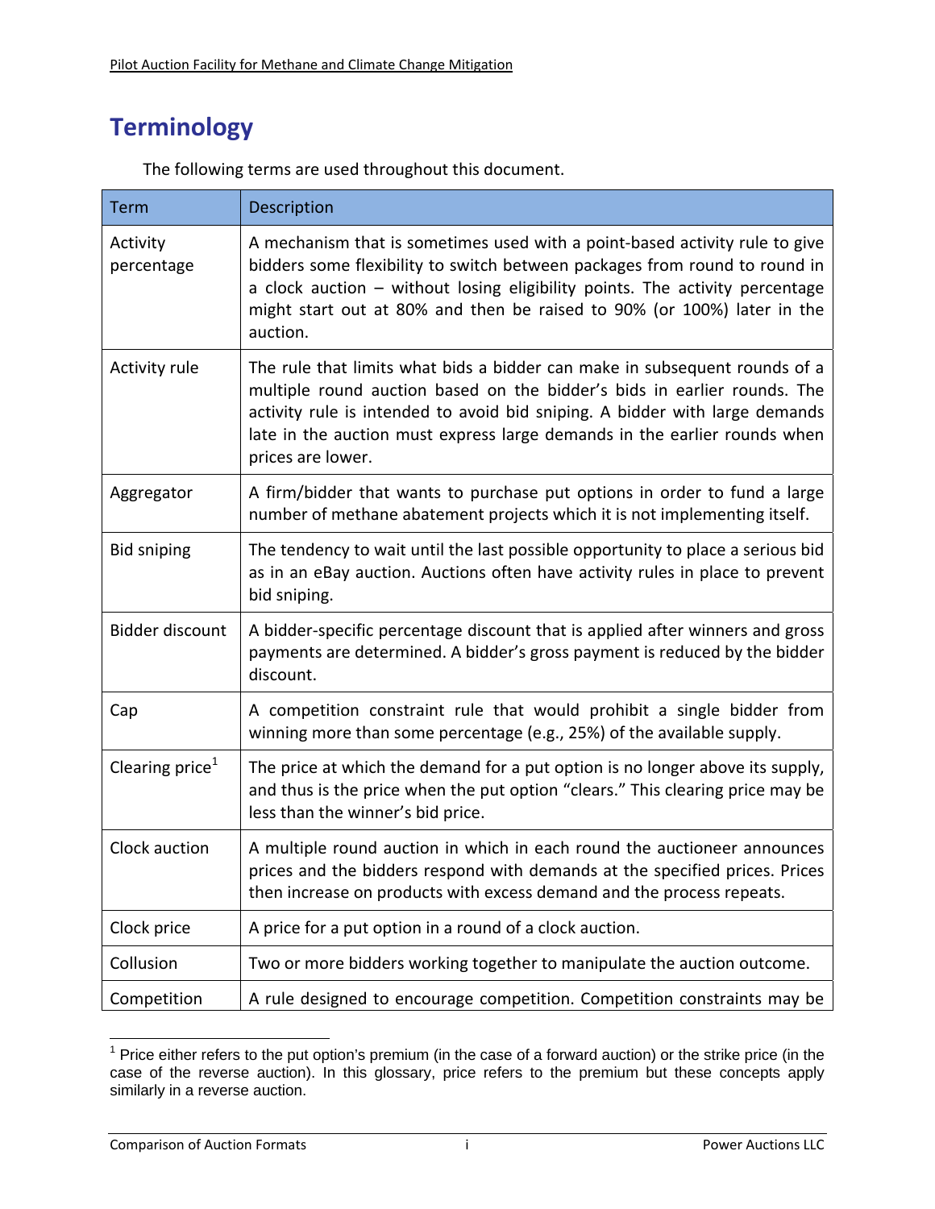# Terminology

The following terms are used throughout this document.

| Term | Description |
|---|---|
| Activity percentage | A mechanism that is sometimes used with a point-based activity rule to give bidders some flexibility to switch between packages from round to round in a clock auction – without losing eligibility points. The activity percentage might start out at 80% and then be raised to 90% (or 100%) later in the auction. |
| Activity rule | The rule that limits what bids a bidder can make in subsequent rounds of a multiple round auction based on the bidder's bids in earlier rounds. The activity rule is intended to avoid bid sniping. A bidder with large demands late in the auction must express large demands in the earlier rounds when prices are lower. |
| Aggregator | A firm/bidder that wants to purchase put options in order to fund a large number of methane abatement projects which it is not implementing itself. |
| Bid sniping | The tendency to wait until the last possible opportunity to place a serious bid as in an eBay auction. Auctions often have activity rules in place to prevent bid sniping. |
| Bidder discount | A bidder-specific percentage discount that is applied after winners and gross payments are determined. A bidder's gross payment is reduced by the bidder discount. |
| Cap | A competition constraint rule that would prohibit a single bidder from winning more than some percentage (e.g., 25%) of the available supply. |
| Clearing price[1] | The price at which the demand for a put option is no longer above its supply, and thus is the price when the put option "clears." This clearing price may be less than the winner's bid price. |
| Clock auction | A multiple round auction in which in each round the auctioneer announces prices and the bidders respond with demands at the specified prices. Prices then increase on products with excess demand and the process repeats. |
| Clock price | A price for a put option in a round of a clock auction. |
| Collusion | Two or more bidders working together to manipulate the auction outcome. |
| Competition | A rule designed to encourage competition. Competition constraints may be |

[1] Price either refers to the put option's premium (in the case of a forward auction) or the strike price (in the case of the reverse auction). In this glossary, price refers to the premium but these concepts apply similarly in a reverse auction.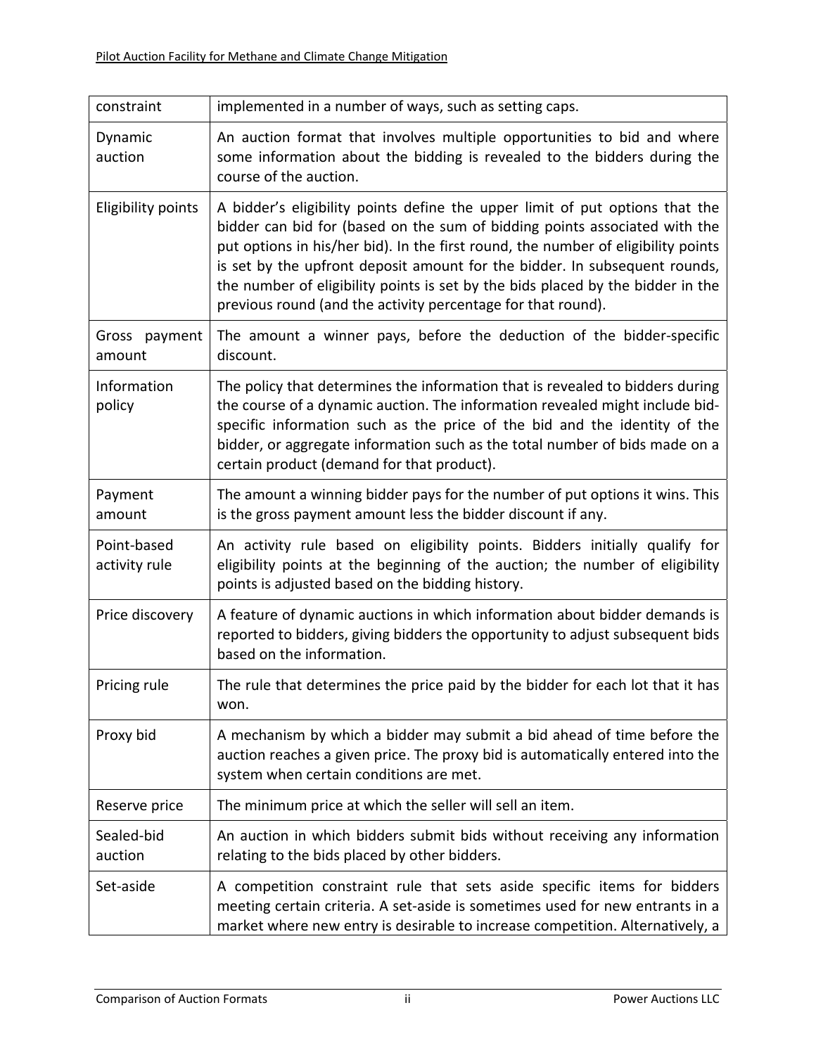| | |
|---|---|
| constraint | implemented in a number of ways, such as setting caps. |
| Dynamic auction | An auction format that involves multiple opportunities to bid and where some information about the bidding is revealed to the bidders during the course of the auction. |
| Eligibility points | A bidder's eligibility points define the upper limit of put options that the bidder can bid for (based on the sum of bidding points associated with the put options in his/her bid). In the first round, the number of eligibility points is set by the upfront deposit amount for the bidder. In subsequent rounds, the number of eligibility points is set by the bids placed by the bidder in the previous round (and the activity percentage for that round). |
| Gross payment amount | The amount a winner pays, before the deduction of the bidder-specific discount. |
| Information policy | The policy that determines the information that is revealed to bidders during the course of a dynamic auction. The information revealed might include bid-specific information such as the price of the bid and the identity of the bidder, or aggregate information such as the total number of bids made on a certain product (demand for that product). |
| Payment amount | The amount a winning bidder pays for the number of put options it wins. This is the gross payment amount less the bidder discount if any. |
| Point-based activity rule | An activity rule based on eligibility points. Bidders initially qualify for eligibility points at the beginning of the auction; the number of eligibility points is adjusted based on the bidding history. |
| Price discovery | A feature of dynamic auctions in which information about bidder demands is reported to bidders, giving bidders the opportunity to adjust subsequent bids based on the information. |
| Pricing rule | The rule that determines the price paid by the bidder for each lot that it has won. |
| Proxy bid | A mechanism by which a bidder may submit a bid ahead of time before the auction reaches a given price. The proxy bid is automatically entered into the system when certain conditions are met. |
| Reserve price | The minimum price at which the seller will sell an item. |
| Sealed-bid auction | An auction in which bidders submit bids without receiving any information relating to the bids placed by other bidders. |
| Set-aside | A competition constraint rule that sets aside specific items for bidders meeting certain criteria. A set-aside is sometimes used for new entrants in a market where new entry is desirable to increase competition. Alternatively, a |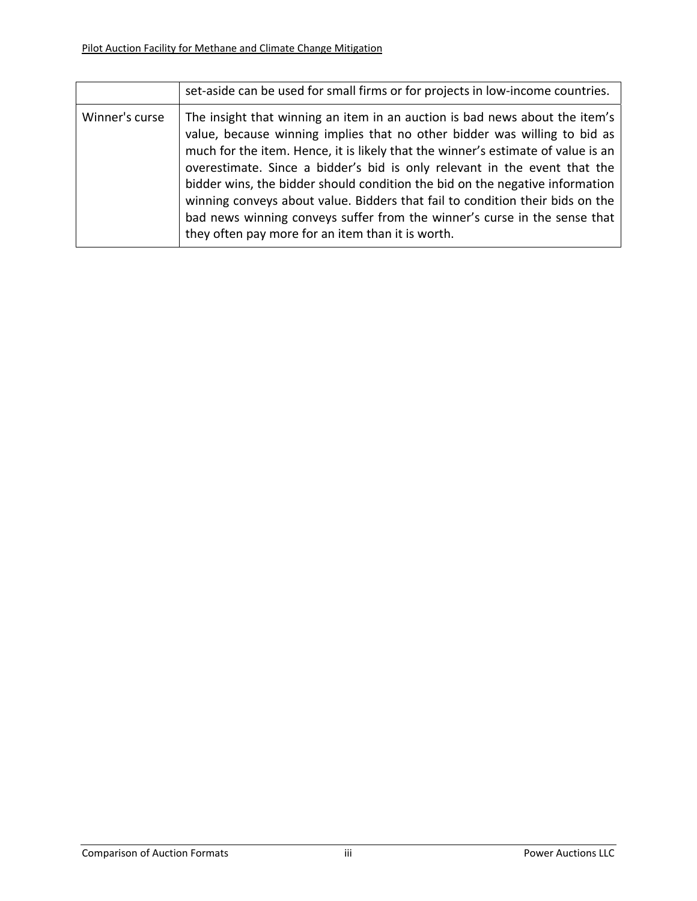| | |
|---|---|
| | set-aside can be used for small firms or for projects in low-income countries. |
| Winner's curse | The insight that winning an item in an auction is bad news about the item's value, because winning implies that no other bidder was willing to bid as much for the item. Hence, it is likely that the winner's estimate of value is an overestimate. Since a bidder's bid is only relevant in the event that the bidder wins, the bidder should condition the bid on the negative information winning conveys about value. Bidders that fail to condition their bids on the bad news winning conveys suffer from the winner's curse in the sense that they often pay more for an item than it is worth. |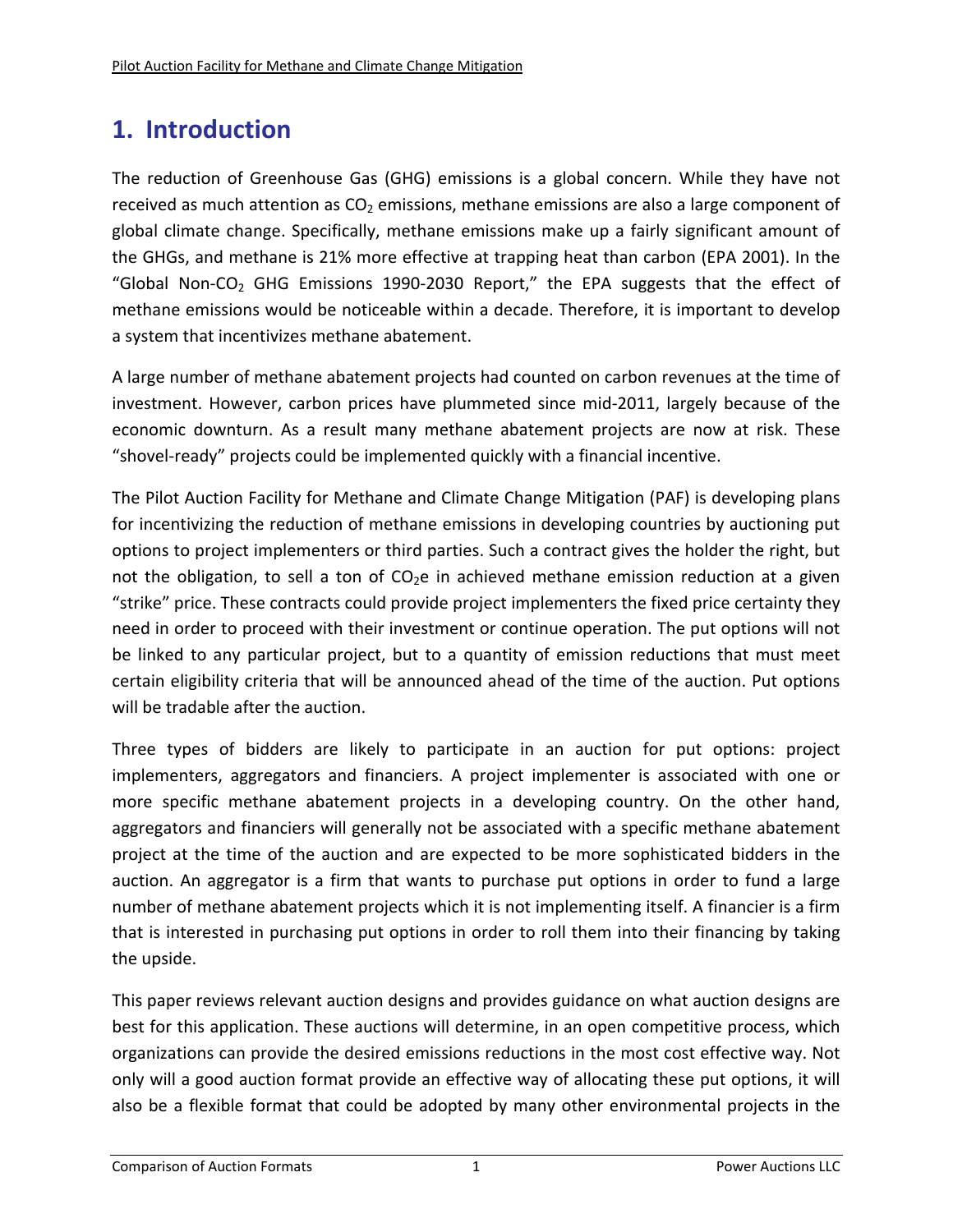# 1. Introduction

The reduction of Greenhouse Gas (GHG) emissions is a global concern. While they have not received as much attention as $CO_2$ emissions, methane emissions are also a large component of global climate change. Specifically, methane emissions make up a fairly significant amount of the GHGs, and methane is 21% more effective at trapping heat than carbon (EPA 2001). In the "Global Non-$CO_2$ GHG Emissions 1990-2030 Report," the EPA suggests that the effect of methane emissions would be noticeable within a decade. Therefore, it is important to develop a system that incentivizes methane abatement.

A large number of methane abatement projects had counted on carbon revenues at the time of investment. However, carbon prices have plummeted since mid-2011, largely because of the economic downturn. As a result many methane abatement projects are now at risk. These "shovel-ready" projects could be implemented quickly with a financial incentive.

The Pilot Auction Facility for Methane and Climate Change Mitigation (PAF) is developing plans for incentivizing the reduction of methane emissions in developing countries by auctioning put options to project implementers or third parties. Such a contract gives the holder the right, but not the obligation, to sell a ton of $CO_2e$ in achieved methane emission reduction at a given "strike" price. These contracts could provide project implementers the fixed price certainty they need in order to proceed with their investment or continue operation. The put options will not be linked to any particular project, but to a quantity of emission reductions that must meet certain eligibility criteria that will be announced ahead of the time of the auction. Put options will be tradable after the auction.

Three types of bidders are likely to participate in an auction for put options: project implementers, aggregators and financiers. A project implementer is associated with one or more specific methane abatement projects in a developing country. On the other hand, aggregators and financiers will generally not be associated with a specific methane abatement project at the time of the auction and are expected to be more sophisticated bidders in the auction. An aggregator is a firm that wants to purchase put options in order to fund a large number of methane abatement projects which it is not implementing itself. A financier is a firm that is interested in purchasing put options in order to roll them into their financing by taking the upside.

This paper reviews relevant auction designs and provides guidance on what auction designs are best for this application. These auctions will determine, in an open competitive process, which organizations can provide the desired emissions reductions in the most cost effective way. Not only will a good auction format provide an effective way of allocating these put options, it will also be a flexible format that could be adopted by many other environmental projects in the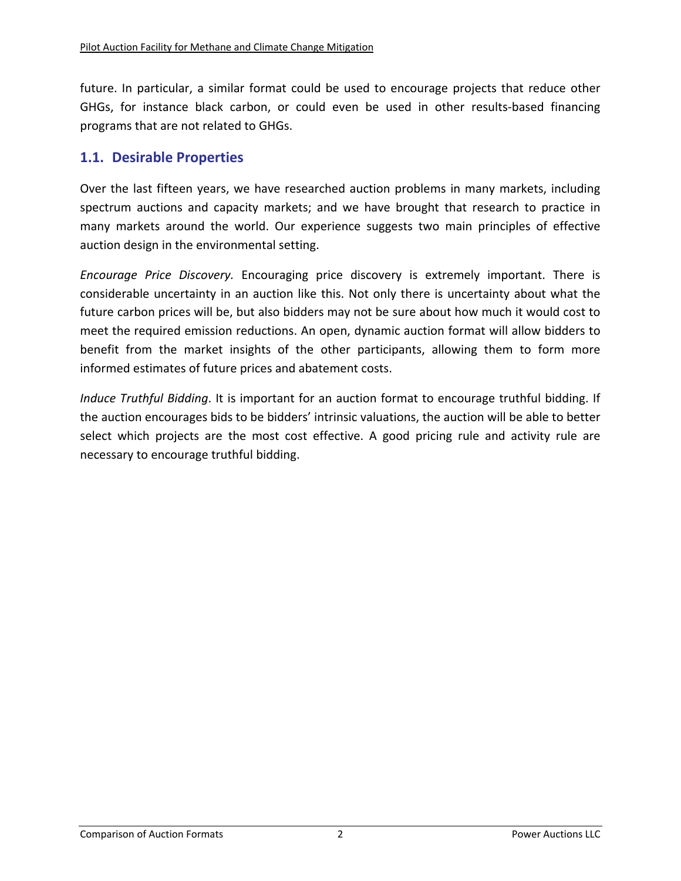future. In particular, a similar format could be used to encourage projects that reduce other GHGs, for instance black carbon, or could even be used in other results-based financing programs that are not related to GHGs.

## 1.1. Desirable Properties

Over the last fifteen years, we have researched auction problems in many markets, including spectrum auctions and capacity markets; and we have brought that research to practice in many markets around the world. Our experience suggests two main principles of effective auction design in the environmental setting.

*Encourage Price Discovery.* Encouraging price discovery is extremely important. There is considerable uncertainty in an auction like this. Not only there is uncertainty about what the future carbon prices will be, but also bidders may not be sure about how much it would cost to meet the required emission reductions. An open, dynamic auction format will allow bidders to benefit from the market insights of the other participants, allowing them to form more informed estimates of future prices and abatement costs.

*Induce Truthful Bidding*. It is important for an auction format to encourage truthful bidding. If the auction encourages bids to be bidders' intrinsic valuations, the auction will be able to better select which projects are the most cost effective. A good pricing rule and activity rule are necessary to encourage truthful bidding.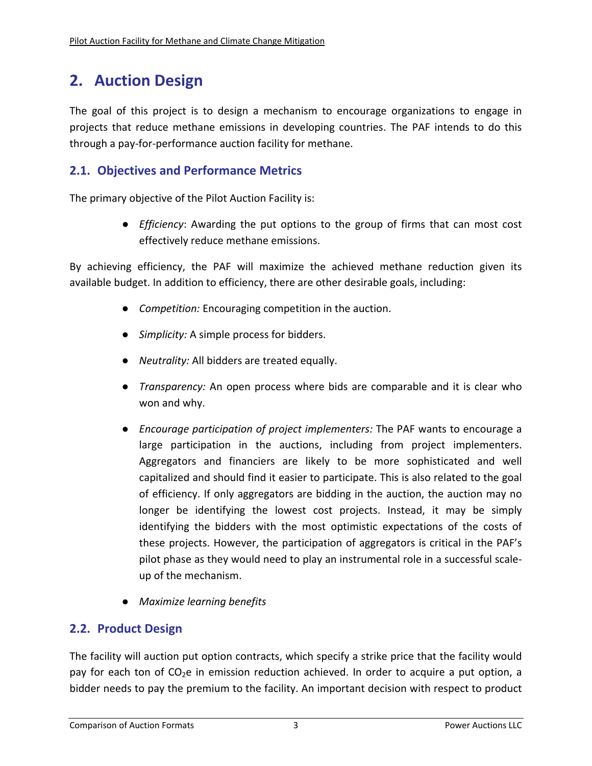## 2. Auction Design

The goal of this project is to design a mechanism to encourage organizations to engage in projects that reduce methane emissions in developing countries. The PAF intends to do this through a pay-for-performance auction facility for methane.

### 2.1. Objectives and Performance Metrics

The primary objective of the Pilot Auction Facility is:

- *Efficiency*: Awarding the put options to the group of firms that can most cost effectively reduce methane emissions.

By achieving efficiency, the PAF will maximize the achieved methane reduction given its available budget. In addition to efficiency, there are other desirable goals, including:

- *Competition:* Encouraging competition in the auction.
- *Simplicity:* A simple process for bidders.
- *Neutrality:* All bidders are treated equally.
- *Transparency:* An open process where bids are comparable and it is clear who won and why.
- *Encourage participation of project implementers:* The PAF wants to encourage a large participation in the auctions, including from project implementers. Aggregators and financiers are likely to be more sophisticated and well capitalized and should find it easier to participate. This is also related to the goal of efficiency. If only aggregators are bidding in the auction, the auction may no longer be identifying the lowest cost projects. Instead, it may be simply identifying the bidders with the most optimistic expectations of the costs of these projects. However, the participation of aggregators is critical in the PAF's pilot phase as they would need to play an instrumental role in a successful scale-up of the mechanism.
- *Maximize learning benefits*

### 2.2. Product Design

The facility will auction put option contracts, which specify a strike price that the facility would pay for each ton of $CO_2$e in emission reduction achieved. In order to acquire a put option, a bidder needs to pay the premium to the facility. An important decision with respect to product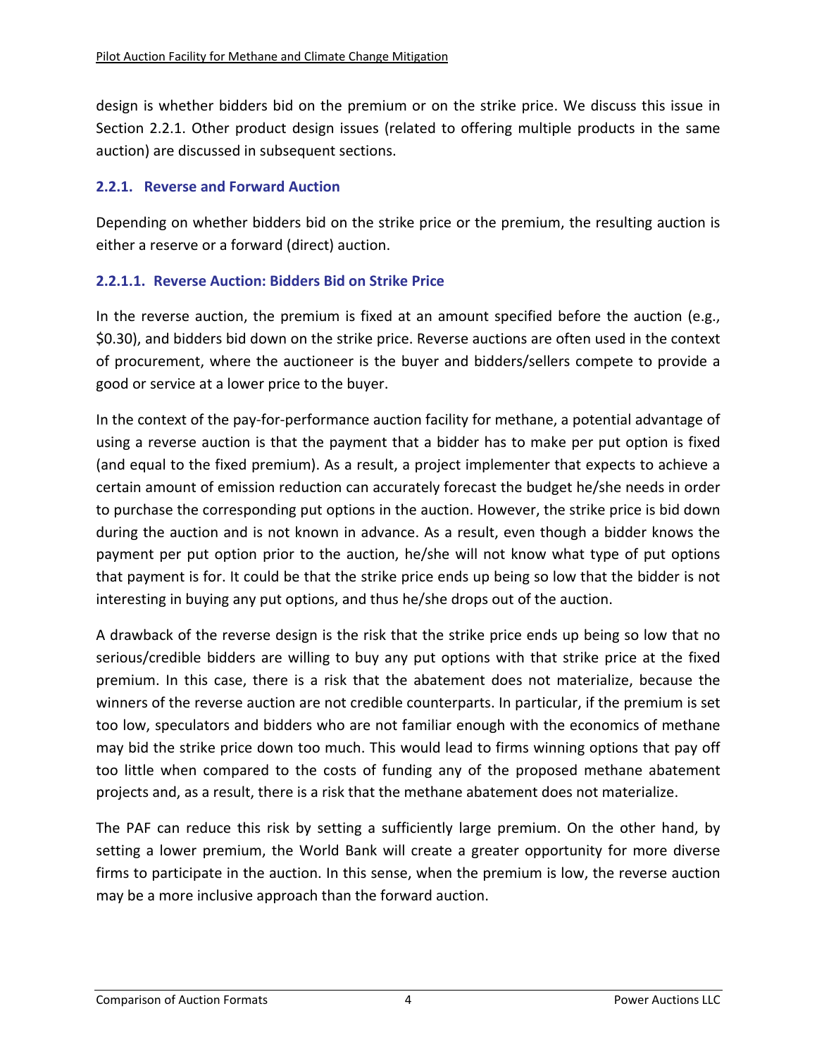design is whether bidders bid on the premium or on the strike price. We discuss this issue in Section 2.2.1. Other product design issues (related to offering multiple products in the same auction) are discussed in subsequent sections.

### 2.2.1. Reverse and Forward Auction

Depending on whether bidders bid on the strike price or the premium, the resulting auction is either a reserve or a forward (direct) auction.

#### 2.2.1.1. Reverse Auction: Bidders Bid on Strike Price

In the reverse auction, the premium is fixed at an amount specified before the auction (e.g., $0.30), and bidders bid down on the strike price. Reverse auctions are often used in the context of procurement, where the auctioneer is the buyer and bidders/sellers compete to provide a good or service at a lower price to the buyer.

In the context of the pay-for-performance auction facility for methane, a potential advantage of using a reverse auction is that the payment that a bidder has to make per put option is fixed (and equal to the fixed premium). As a result, a project implementer that expects to achieve a certain amount of emission reduction can accurately forecast the budget he/she needs in order to purchase the corresponding put options in the auction. However, the strike price is bid down during the auction and is not known in advance. As a result, even though a bidder knows the payment per put option prior to the auction, he/she will not know what type of put options that payment is for. It could be that the strike price ends up being so low that the bidder is not interesting in buying any put options, and thus he/she drops out of the auction.

A drawback of the reverse design is the risk that the strike price ends up being so low that no serious/credible bidders are willing to buy any put options with that strike price at the fixed premium. In this case, there is a risk that the abatement does not materialize, because the winners of the reverse auction are not credible counterparts. In particular, if the premium is set too low, speculators and bidders who are not familiar enough with the economics of methane may bid the strike price down too much. This would lead to firms winning options that pay off too little when compared to the costs of funding any of the proposed methane abatement projects and, as a result, there is a risk that the methane abatement does not materialize.

The PAF can reduce this risk by setting a sufficiently large premium. On the other hand, by setting a lower premium, the World Bank will create a greater opportunity for more diverse firms to participate in the auction. In this sense, when the premium is low, the reverse auction may be a more inclusive approach than the forward auction.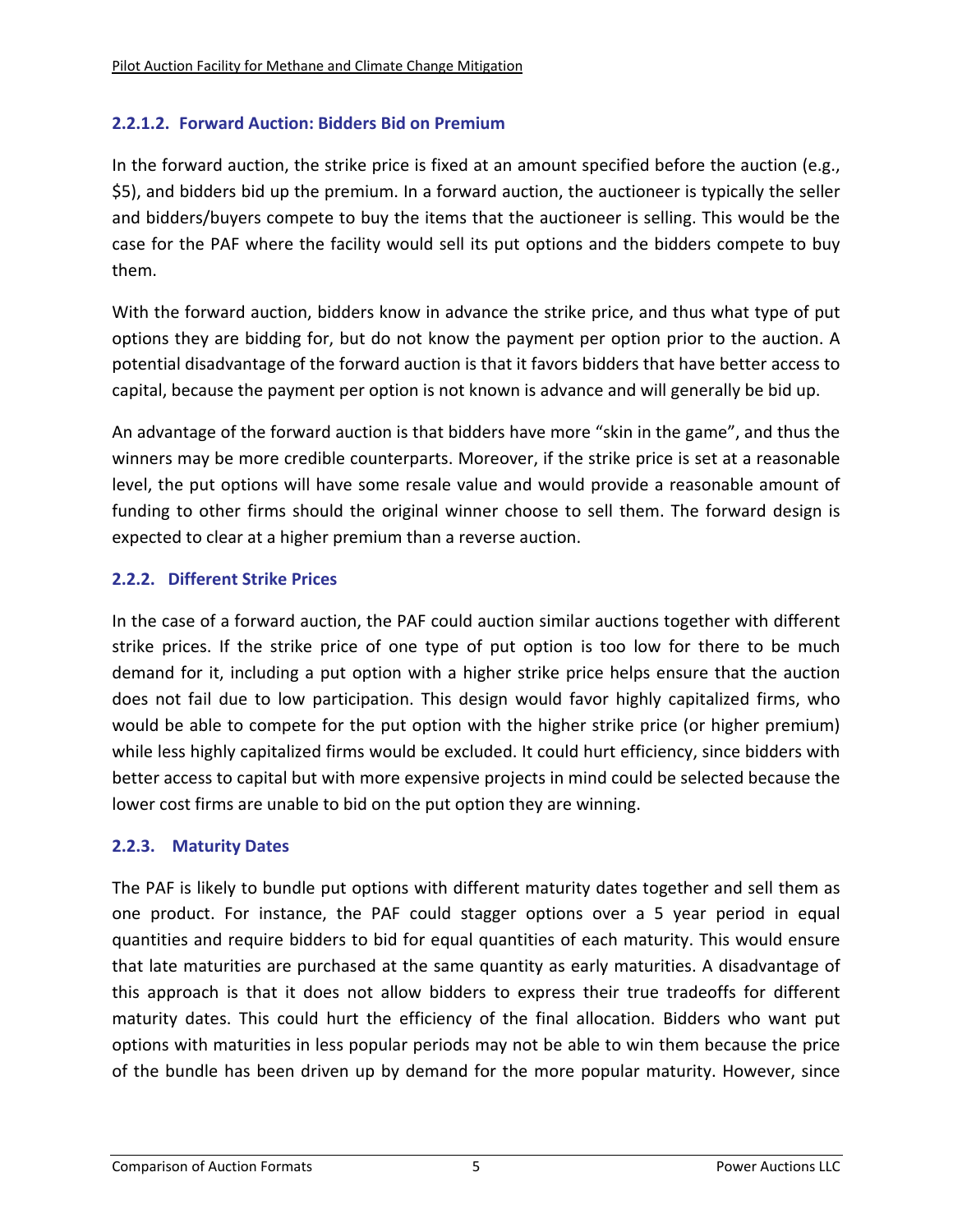#### 2.2.1.2. Forward Auction: Bidders Bid on Premium

In the forward auction, the strike price is fixed at an amount specified before the auction (e.g., $5), and bidders bid up the premium. In a forward auction, the auctioneer is typically the seller and bidders/buyers compete to buy the items that the auctioneer is selling. This would be the case for the PAF where the facility would sell its put options and the bidders compete to buy them.

With the forward auction, bidders know in advance the strike price, and thus what type of put options they are bidding for, but do not know the payment per option prior to the auction. A potential disadvantage of the forward auction is that it favors bidders that have better access to capital, because the payment per option is not known is advance and will generally be bid up.

An advantage of the forward auction is that bidders have more "skin in the game", and thus the winners may be more credible counterparts. Moreover, if the strike price is set at a reasonable level, the put options will have some resale value and would provide a reasonable amount of funding to other firms should the original winner choose to sell them. The forward design is expected to clear at a higher premium than a reverse auction.

### 2.2.2. Different Strike Prices

In the case of a forward auction, the PAF could auction similar auctions together with different strike prices. If the strike price of one type of put option is too low for there to be much demand for it, including a put option with a higher strike price helps ensure that the auction does not fail due to low participation. This design would favor highly capitalized firms, who would be able to compete for the put option with the higher strike price (or higher premium) while less highly capitalized firms would be excluded. It could hurt efficiency, since bidders with better access to capital but with more expensive projects in mind could be selected because the lower cost firms are unable to bid on the put option they are winning.

### 2.2.3. Maturity Dates

The PAF is likely to bundle put options with different maturity dates together and sell them as one product. For instance, the PAF could stagger options over a 5 year period in equal quantities and require bidders to bid for equal quantities of each maturity. This would ensure that late maturities are purchased at the same quantity as early maturities. A disadvantage of this approach is that it does not allow bidders to express their true tradeoffs for different maturity dates. This could hurt the efficiency of the final allocation. Bidders who want put options with maturities in less popular periods may not be able to win them because the price of the bundle has been driven up by demand for the more popular maturity. However, since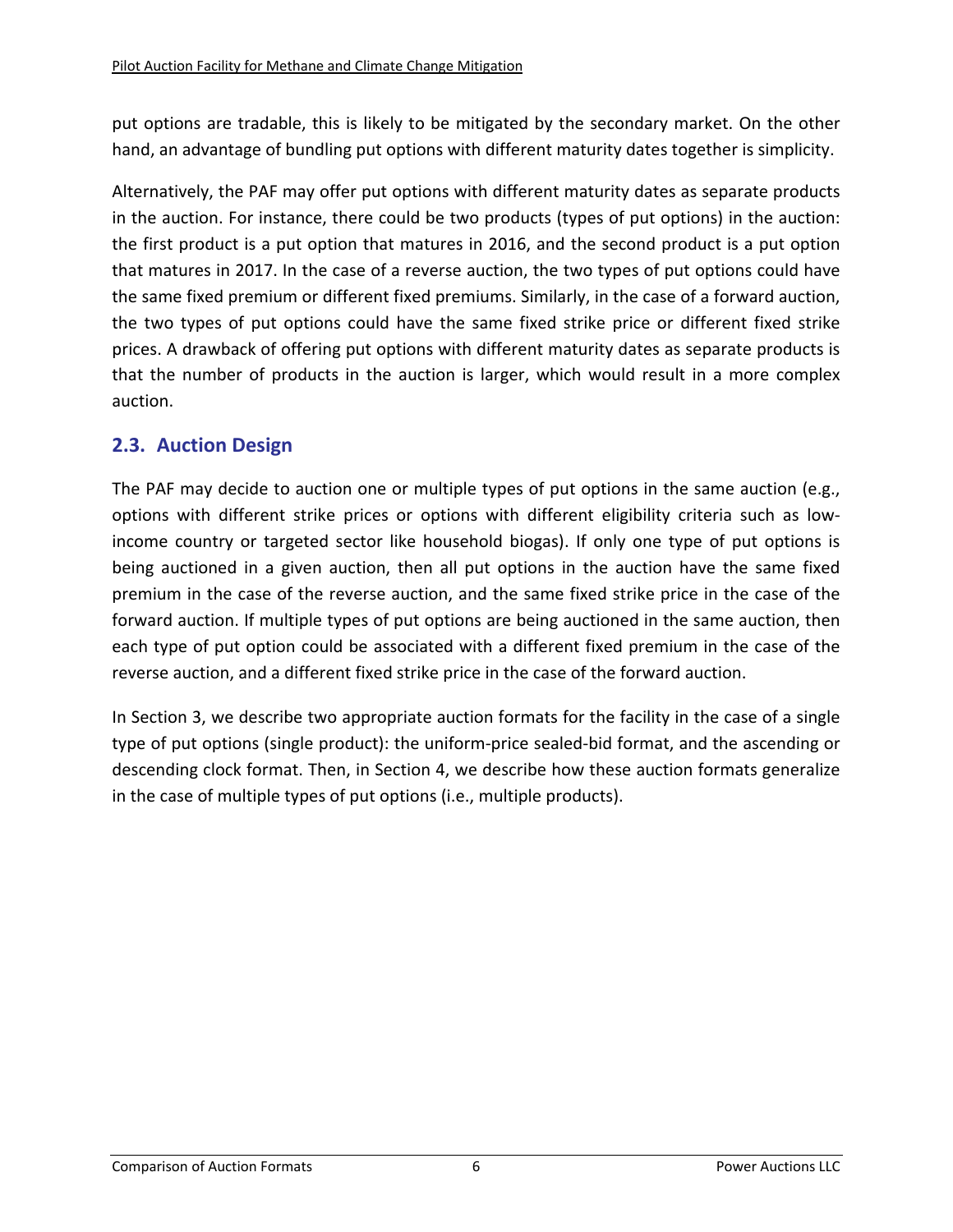put options are tradable, this is likely to be mitigated by the secondary market. On the other hand, an advantage of bundling put options with different maturity dates together is simplicity.

Alternatively, the PAF may offer put options with different maturity dates as separate products in the auction. For instance, there could be two products (types of put options) in the auction: the first product is a put option that matures in 2016, and the second product is a put option that matures in 2017. In the case of a reverse auction, the two types of put options could have the same fixed premium or different fixed premiums. Similarly, in the case of a forward auction, the two types of put options could have the same fixed strike price or different fixed strike prices. A drawback of offering put options with different maturity dates as separate products is that the number of products in the auction is larger, which would result in a more complex auction.

## 2.3. Auction Design

The PAF may decide to auction one or multiple types of put options in the same auction (e.g., options with different strike prices or options with different eligibility criteria such as low-income country or targeted sector like household biogas). If only one type of put options is being auctioned in a given auction, then all put options in the auction have the same fixed premium in the case of the reverse auction, and the same fixed strike price in the case of the forward auction. If multiple types of put options are being auctioned in the same auction, then each type of put option could be associated with a different fixed premium in the case of the reverse auction, and a different fixed strike price in the case of the forward auction.

In Section 3, we describe two appropriate auction formats for the facility in the case of a single type of put options (single product): the uniform-price sealed-bid format, and the ascending or descending clock format. Then, in Section 4, we describe how these auction formats generalize in the case of multiple types of put options (i.e., multiple products).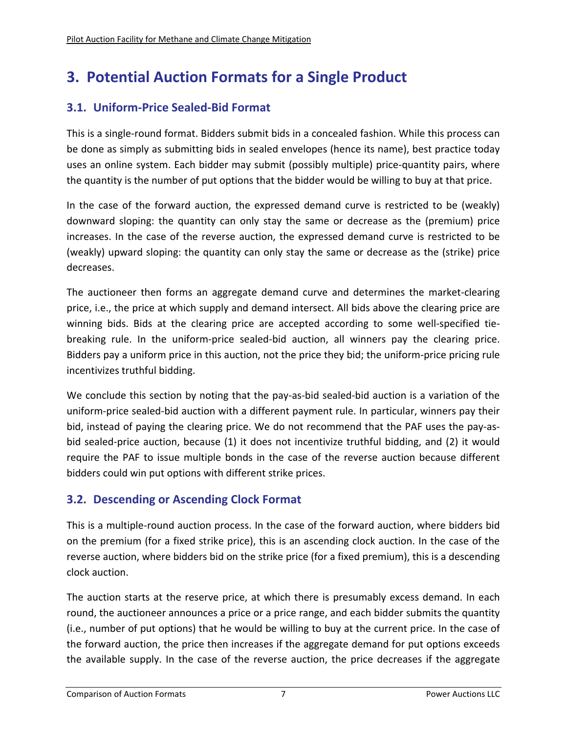# 3. Potential Auction Formats for a Single Product

## 3.1. Uniform-Price Sealed-Bid Format

This is a single-round format. Bidders submit bids in a concealed fashion. While this process can be done as simply as submitting bids in sealed envelopes (hence its name), best practice today uses an online system. Each bidder may submit (possibly multiple) price-quantity pairs, where the quantity is the number of put options that the bidder would be willing to buy at that price.

In the case of the forward auction, the expressed demand curve is restricted to be (weakly) downward sloping: the quantity can only stay the same or decrease as the (premium) price increases. In the case of the reverse auction, the expressed demand curve is restricted to be (weakly) upward sloping: the quantity can only stay the same or decrease as the (strike) price decreases.

The auctioneer then forms an aggregate demand curve and determines the market-clearing price, i.e., the price at which supply and demand intersect. All bids above the clearing price are winning bids. Bids at the clearing price are accepted according to some well-specified tie-breaking rule. In the uniform-price sealed-bid auction, all winners pay the clearing price. Bidders pay a uniform price in this auction, not the price they bid; the uniform-price pricing rule incentivizes truthful bidding.

We conclude this section by noting that the pay-as-bid sealed-bid auction is a variation of the uniform-price sealed-bid auction with a different payment rule. In particular, winners pay their bid, instead of paying the clearing price. We do not recommend that the PAF uses the pay-as-bid sealed-price auction, because (1) it does not incentivize truthful bidding, and (2) it would require the PAF to issue multiple bonds in the case of the reverse auction because different bidders could win put options with different strike prices.

## 3.2. Descending or Ascending Clock Format

This is a multiple-round auction process. In the case of the forward auction, where bidders bid on the premium (for a fixed strike price), this is an ascending clock auction. In the case of the reverse auction, where bidders bid on the strike price (for a fixed premium), this is a descending clock auction.

The auction starts at the reserve price, at which there is presumably excess demand. In each round, the auctioneer announces a price or a price range, and each bidder submits the quantity (i.e., number of put options) that he would be willing to buy at the current price. In the case of the forward auction, the price then increases if the aggregate demand for put options exceeds the available supply. In the case of the reverse auction, the price decreases if the aggregate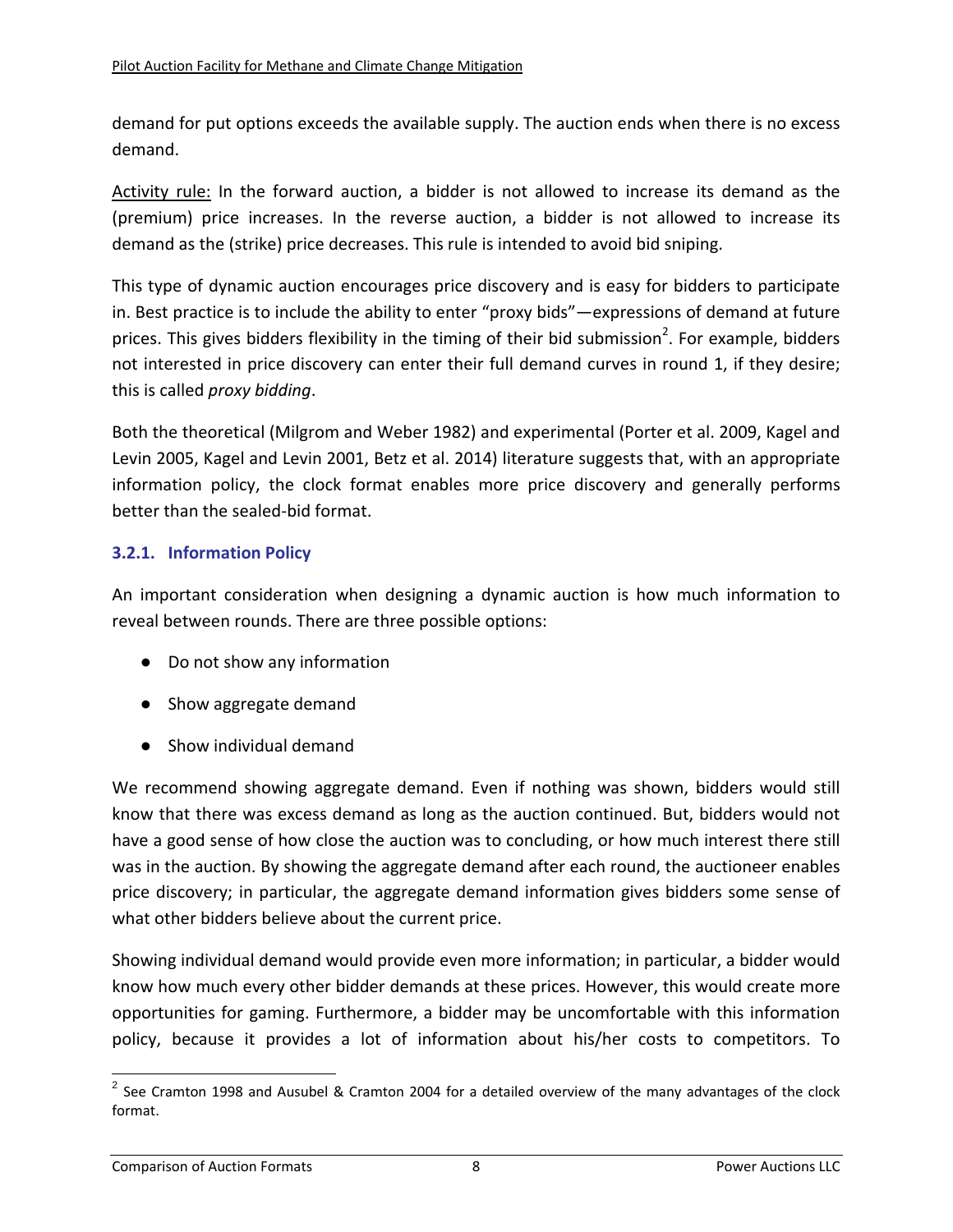demand for put options exceeds the available supply. The auction ends when there is no excess demand.

Activity rule: In the forward auction, a bidder is not allowed to increase its demand as the (premium) price increases. In the reverse auction, a bidder is not allowed to increase its demand as the (strike) price decreases. This rule is intended to avoid bid sniping.

This type of dynamic auction encourages price discovery and is easy for bidders to participate in. Best practice is to include the ability to enter "proxy bids"—expressions of demand at future prices. This gives bidders flexibility in the timing of their bid submission[2]. For example, bidders not interested in price discovery can enter their full demand curves in round 1, if they desire; this is called *proxy bidding*.

Both the theoretical (Milgrom and Weber 1982) and experimental (Porter et al. 2009, Kagel and Levin 2005, Kagel and Levin 2001, Betz et al. 2014) literature suggests that, with an appropriate information policy, the clock format enables more price discovery and generally performs better than the sealed-bid format.

### 3.2.1. Information Policy

An important consideration when designing a dynamic auction is how much information to reveal between rounds. There are three possible options:

- Do not show any information
- Show aggregate demand
- Show individual demand

We recommend showing aggregate demand. Even if nothing was shown, bidders would still know that there was excess demand as long as the auction continued. But, bidders would not have a good sense of how close the auction was to concluding, or how much interest there still was in the auction. By showing the aggregate demand after each round, the auctioneer enables price discovery; in particular, the aggregate demand information gives bidders some sense of what other bidders believe about the current price.

Showing individual demand would provide even more information; in particular, a bidder would know how much every other bidder demands at these prices. However, this would create more opportunities for gaming. Furthermore, a bidder may be uncomfortable with this information policy, because it provides a lot of information about his/her costs to competitors. To

[2] See Cramton 1998 and Ausubel & Cramton 2004 for a detailed overview of the many advantages of the clock format.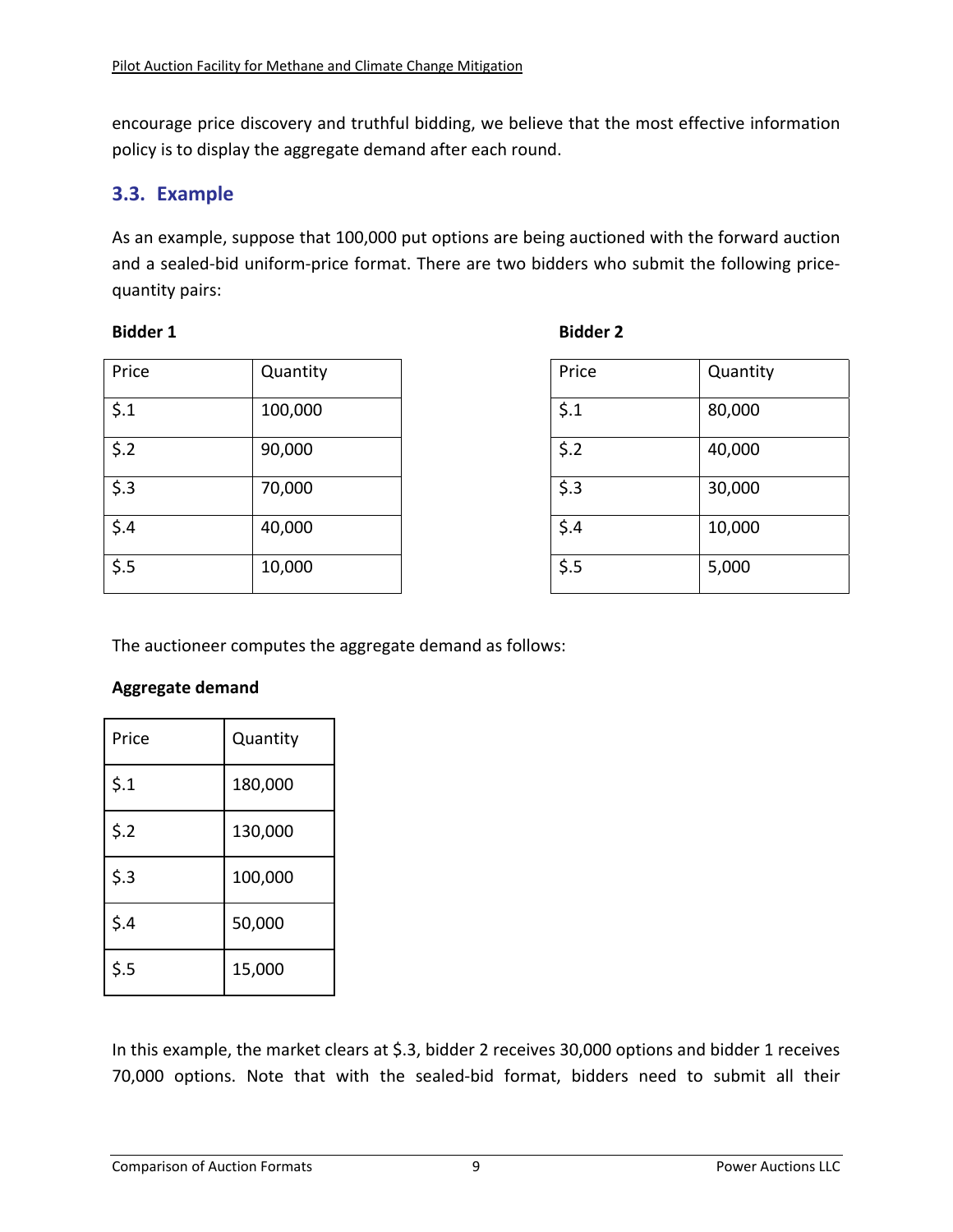encourage price discovery and truthful bidding, we believe that the most effective information policy is to display the aggregate demand after each round.

## 3.3. Example

As an example, suppose that 100,000 put options are being auctioned with the forward auction and a sealed-bid uniform-price format. There are two bidders who submit the following price-quantity pairs:

**Bidder 1**

| Price | Quantity |
|---|---|
| $.1 | 100,000 |
| $.2 | 90,000 |
| $.3 | 70,000 |
| $.4 | 40,000 |
| $.5 | 10,000 |

**Bidder 2**

| Price | Quantity |
|---|---|
| $.1 | 80,000 |
| $.2 | 40,000 |
| $.3 | 30,000 |
| $.4 | 10,000 |
| $.5 | 5,000 |

The auctioneer computes the aggregate demand as follows:

**Aggregate demand**

| Price | Quantity |
|---|---|
| $.1 | 180,000 |
| $.2 | 130,000 |
| $.3 | 100,000 |
| $.4 | 50,000 |
| $.5 | 15,000 |

In this example, the market clears at $.3, bidder 2 receives 30,000 options and bidder 1 receives 70,000 options. Note that with the sealed-bid format, bidders need to submit all their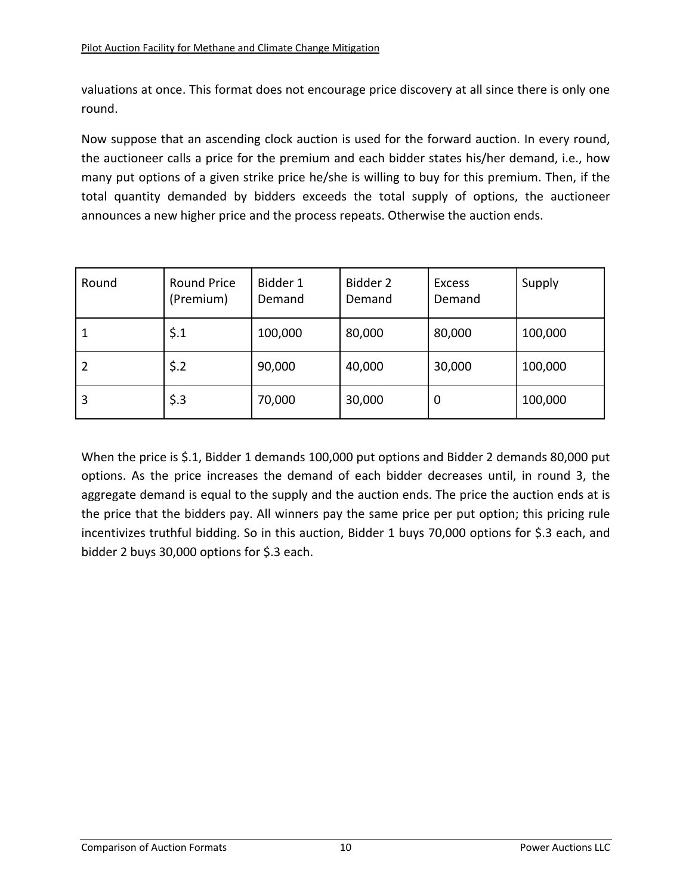valuations at once. This format does not encourage price discovery at all since there is only one round.

Now suppose that an ascending clock auction is used for the forward auction. In every round, the auctioneer calls a price for the premium and each bidder states his/her demand, i.e., how many put options of a given strike price he/she is willing to buy for this premium. Then, if the total quantity demanded by bidders exceeds the total supply of options, the auctioneer announces a new higher price and the process repeats. Otherwise the auction ends.

| Round | Round Price (Premium) | Bidder 1 Demand | Bidder 2 Demand | Excess Demand | Supply |
|---|---|---|---|---|---|
| 1 | $.1 | 100,000 | 80,000 | 80,000 | 100,000 |
| 2 | $.2 | 90,000 | 40,000 | 30,000 | 100,000 |
| 3 | $.3 | 70,000 | 30,000 | 0 | 100,000 |

When the price is $.1, Bidder 1 demands 100,000 put options and Bidder 2 demands 80,000 put options. As the price increases the demand of each bidder decreases until, in round 3, the aggregate demand is equal to the supply and the auction ends. The price the auction ends at is the price that the bidders pay. All winners pay the same price per put option; this pricing rule incentivizes truthful bidding. So in this auction, Bidder 1 buys 70,000 options for $.3 each, and bidder 2 buys 30,000 options for $.3 each.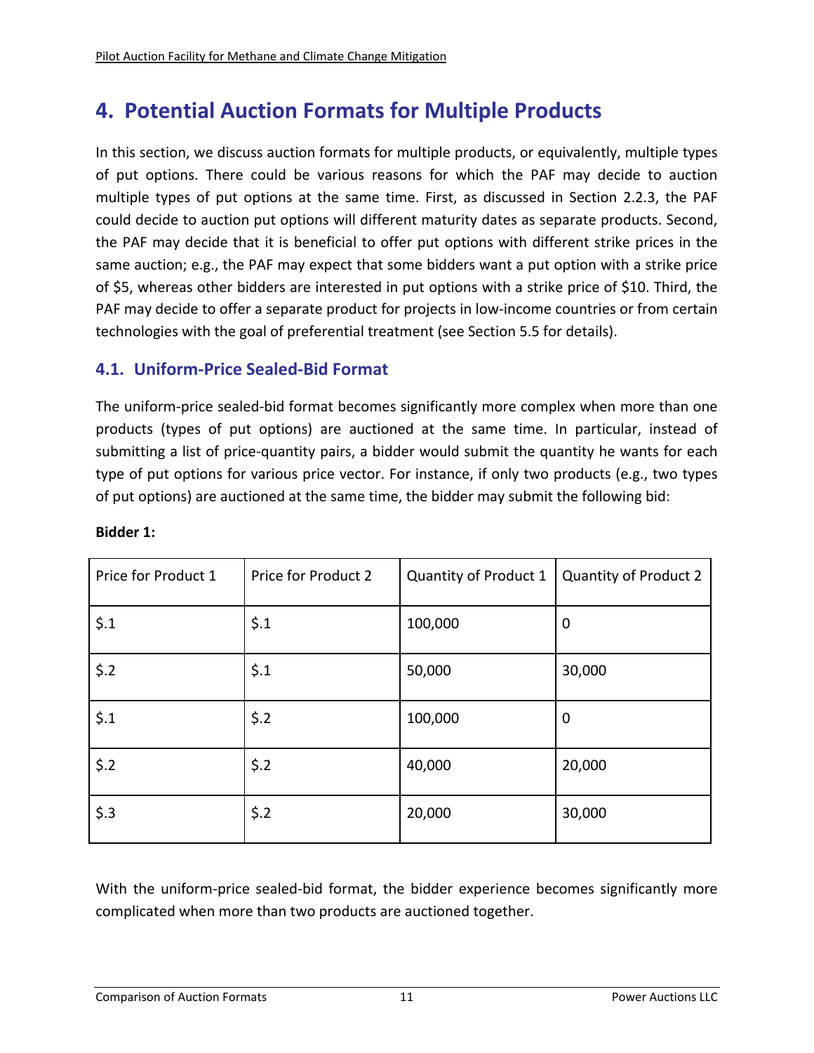# 4. Potential Auction Formats for Multiple Products

In this section, we discuss auction formats for multiple products, or equivalently, multiple types of put options. There could be various reasons for which the PAF may decide to auction multiple types of put options at the same time. First, as discussed in Section 2.2.3, the PAF could decide to auction put options will different maturity dates as separate products. Second, the PAF may decide that it is beneficial to offer put options with different strike prices in the same auction; e.g., the PAF may expect that some bidders want a put option with a strike price of $5, whereas other bidders are interested in put options with a strike price of $10. Third, the PAF may decide to offer a separate product for projects in low-income countries or from certain technologies with the goal of preferential treatment (see Section 5.5 for details).

## 4.1. Uniform-Price Sealed-Bid Format

The uniform-price sealed-bid format becomes significantly more complex when more than one products (types of put options) are auctioned at the same time. In particular, instead of submitting a list of price-quantity pairs, a bidder would submit the quantity he wants for each type of put options for various price vector. For instance, if only two products (e.g., two types of put options) are auctioned at the same time, the bidder may submit the following bid:

**Bidder 1:**

| Price for Product 1 | Price for Product 2 | Quantity of Product 1 | Quantity of Product 2 |
|---|---|---|---|
| $.1 | $.1 | 100,000 | 0 |
| $.2 | $.1 | 50,000 | 30,000 |
| $.1 | $.2 | 100,000 | 0 |
| $.2 | $.2 | 40,000 | 20,000 |
| $.3 | $.2 | 20,000 | 30,000 |

With the uniform-price sealed-bid format, the bidder experience becomes significantly more complicated when more than two products are auctioned together.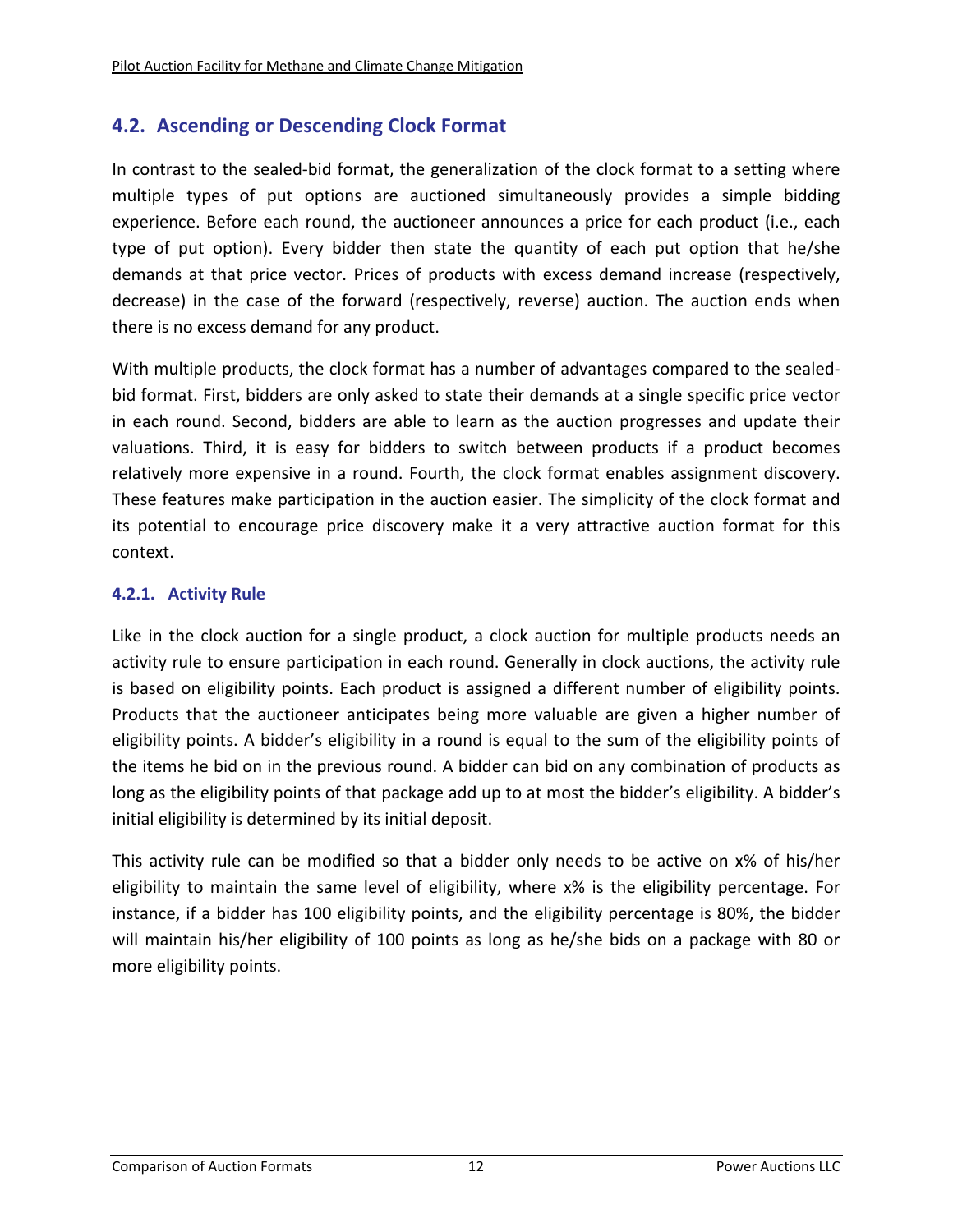## 4.2. Ascending or Descending Clock Format

In contrast to the sealed-bid format, the generalization of the clock format to a setting where multiple types of put options are auctioned simultaneously provides a simple bidding experience. Before each round, the auctioneer announces a price for each product (i.e., each type of put option). Every bidder then state the quantity of each put option that he/she demands at that price vector. Prices of products with excess demand increase (respectively, decrease) in the case of the forward (respectively, reverse) auction. The auction ends when there is no excess demand for any product.

With multiple products, the clock format has a number of advantages compared to the sealed-bid format. First, bidders are only asked to state their demands at a single specific price vector in each round. Second, bidders are able to learn as the auction progresses and update their valuations. Third, it is easy for bidders to switch between products if a product becomes relatively more expensive in a round. Fourth, the clock format enables assignment discovery. These features make participation in the auction easier. The simplicity of the clock format and its potential to encourage price discovery make it a very attractive auction format for this context.

### 4.2.1. Activity Rule

Like in the clock auction for a single product, a clock auction for multiple products needs an activity rule to ensure participation in each round. Generally in clock auctions, the activity rule is based on eligibility points. Each product is assigned a different number of eligibility points. Products that the auctioneer anticipates being more valuable are given a higher number of eligibility points. A bidder's eligibility in a round is equal to the sum of the eligibility points of the items he bid on in the previous round. A bidder can bid on any combination of products as long as the eligibility points of that package add up to at most the bidder's eligibility. A bidder's initial eligibility is determined by its initial deposit.

This activity rule can be modified so that a bidder only needs to be active on x% of his/her eligibility to maintain the same level of eligibility, where x% is the eligibility percentage. For instance, if a bidder has 100 eligibility points, and the eligibility percentage is 80%, the bidder will maintain his/her eligibility of 100 points as long as he/she bids on a package with 80 or more eligibility points.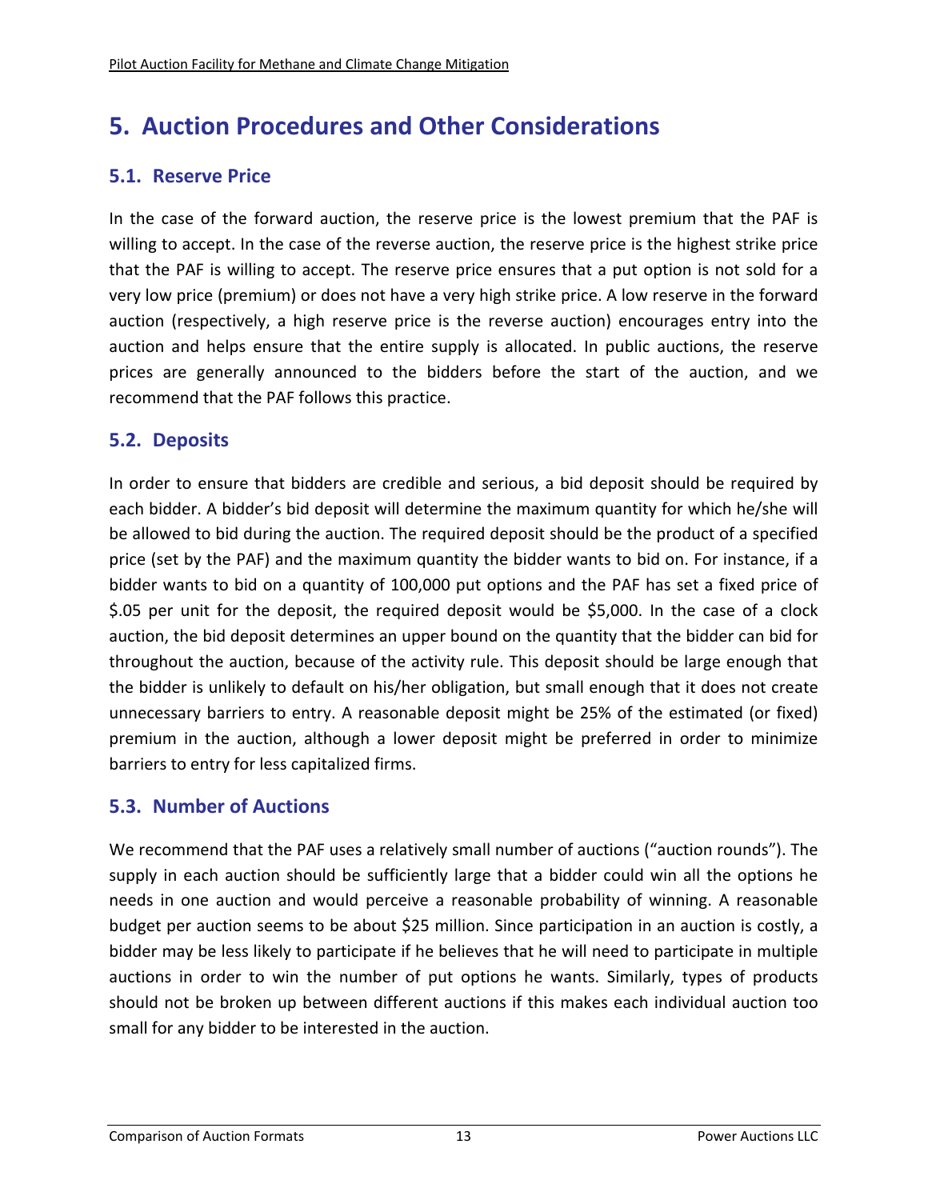# 5. Auction Procedures and Other Considerations

## 5.1. Reserve Price

In the case of the forward auction, the reserve price is the lowest premium that the PAF is willing to accept. In the case of the reverse auction, the reserve price is the highest strike price that the PAF is willing to accept. The reserve price ensures that a put option is not sold for a very low price (premium) or does not have a very high strike price. A low reserve in the forward auction (respectively, a high reserve price is the reverse auction) encourages entry into the auction and helps ensure that the entire supply is allocated. In public auctions, the reserve prices are generally announced to the bidders before the start of the auction, and we recommend that the PAF follows this practice.

## 5.2. Deposits

In order to ensure that bidders are credible and serious, a bid deposit should be required by each bidder. A bidder's bid deposit will determine the maximum quantity for which he/she will be allowed to bid during the auction. The required deposit should be the product of a specified price (set by the PAF) and the maximum quantity the bidder wants to bid on. For instance, if a bidder wants to bid on a quantity of 100,000 put options and the PAF has set a fixed price of $.05 per unit for the deposit, the required deposit would be $5,000. In the case of a clock auction, the bid deposit determines an upper bound on the quantity that the bidder can bid for throughout the auction, because of the activity rule. This deposit should be large enough that the bidder is unlikely to default on his/her obligation, but small enough that it does not create unnecessary barriers to entry. A reasonable deposit might be 25% of the estimated (or fixed) premium in the auction, although a lower deposit might be preferred in order to minimize barriers to entry for less capitalized firms.

## 5.3. Number of Auctions

We recommend that the PAF uses a relatively small number of auctions ("auction rounds"). The supply in each auction should be sufficiently large that a bidder could win all the options he needs in one auction and would perceive a reasonable probability of winning. A reasonable budget per auction seems to be about $25 million. Since participation in an auction is costly, a bidder may be less likely to participate if he believes that he will need to participate in multiple auctions in order to win the number of put options he wants. Similarly, types of products should not be broken up between different auctions if this makes each individual auction too small for any bidder to be interested in the auction.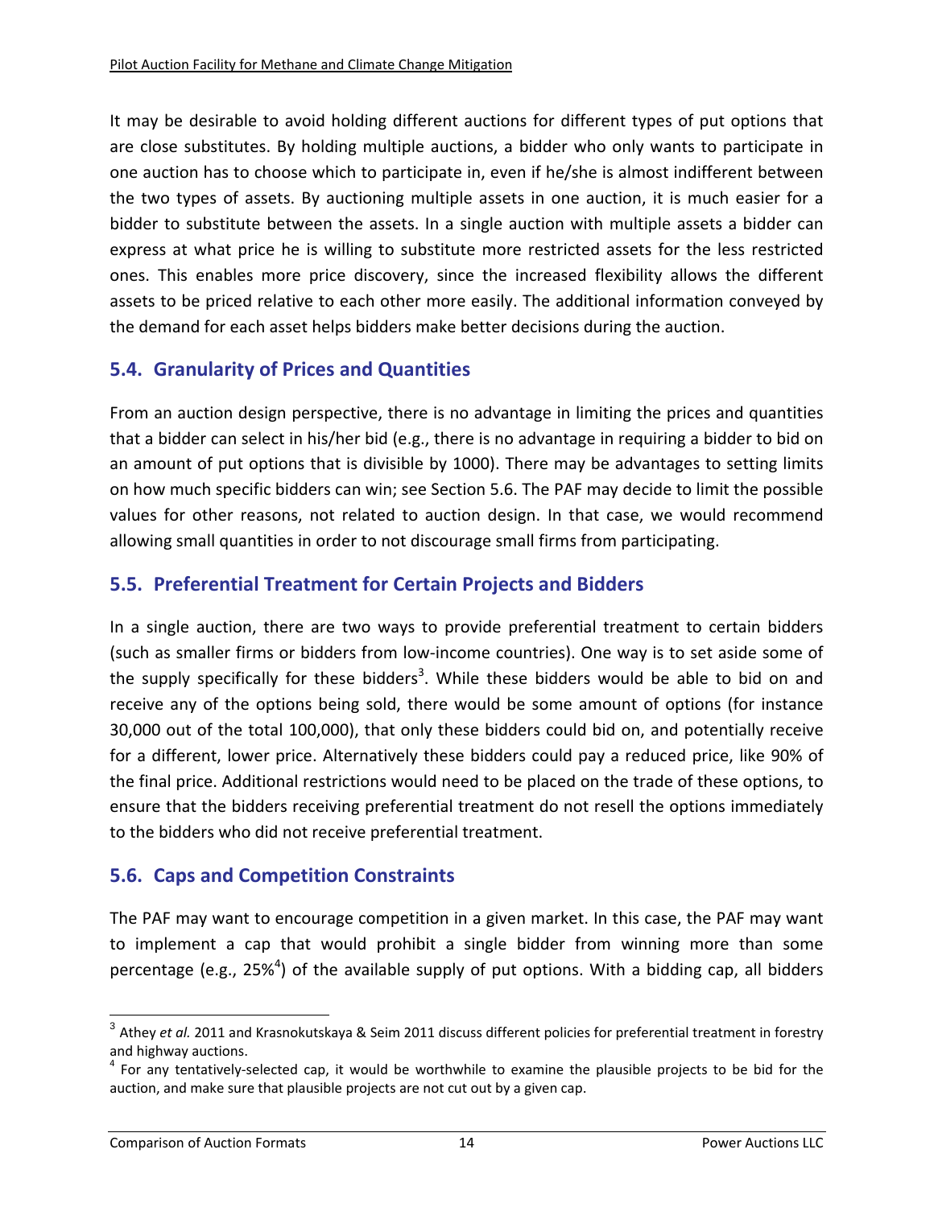It may be desirable to avoid holding different auctions for different types of put options that are close substitutes. By holding multiple auctions, a bidder who only wants to participate in one auction has to choose which to participate in, even if he/she is almost indifferent between the two types of assets. By auctioning multiple assets in one auction, it is much easier for a bidder to substitute between the assets. In a single auction with multiple assets a bidder can express at what price he is willing to substitute more restricted assets for the less restricted ones. This enables more price discovery, since the increased flexibility allows the different assets to be priced relative to each other more easily. The additional information conveyed by the demand for each asset helps bidders make better decisions during the auction.

## 5.4. Granularity of Prices and Quantities

From an auction design perspective, there is no advantage in limiting the prices and quantities that a bidder can select in his/her bid (e.g., there is no advantage in requiring a bidder to bid on an amount of put options that is divisible by 1000). There may be advantages to setting limits on how much specific bidders can win; see Section 5.6. The PAF may decide to limit the possible values for other reasons, not related to auction design. In that case, we would recommend allowing small quantities in order to not discourage small firms from participating.

## 5.5. Preferential Treatment for Certain Projects and Bidders

In a single auction, there are two ways to provide preferential treatment to certain bidders (such as smaller firms or bidders from low-income countries). One way is to set aside some of the supply specifically for these bidders[3]. While these bidders would be able to bid on and receive any of the options being sold, there would be some amount of options (for instance 30,000 out of the total 100,000), that only these bidders could bid on, and potentially receive for a different, lower price. Alternatively these bidders could pay a reduced price, like 90% of the final price. Additional restrictions would need to be placed on the trade of these options, to ensure that the bidders receiving preferential treatment do not resell the options immediately to the bidders who did not receive preferential treatment.

## 5.6. Caps and Competition Constraints

The PAF may want to encourage competition in a given market. In this case, the PAF may want to implement a cap that would prohibit a single bidder from winning more than some percentage (e.g., 25%[4]) of the available supply of put options. With a bidding cap, all bidders

---

[3] Athey *et al.* 2011 and Krasnokutskaya & Seim 2011 discuss different policies for preferential treatment in forestry and highway auctions.

[4] For any tentatively-selected cap, it would be worthwhile to examine the plausible projects to be bid for the auction, and make sure that plausible projects are not cut out by a given cap.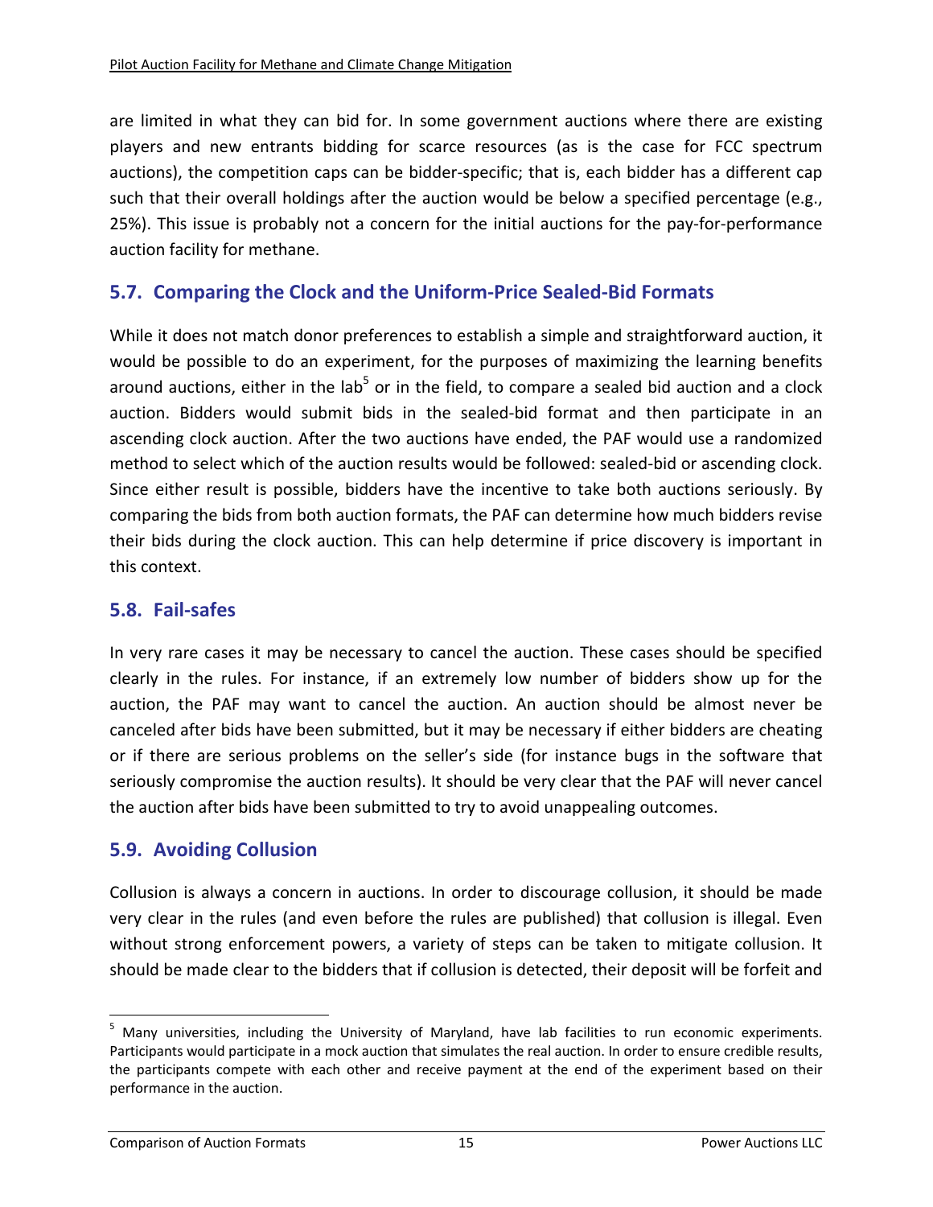are limited in what they can bid for. In some government auctions where there are existing players and new entrants bidding for scarce resources (as is the case for FCC spectrum auctions), the competition caps can be bidder-specific; that is, each bidder has a different cap such that their overall holdings after the auction would be below a specified percentage (e.g., 25%). This issue is probably not a concern for the initial auctions for the pay-for-performance auction facility for methane.

## 5.7. Comparing the Clock and the Uniform-Price Sealed-Bid Formats

While it does not match donor preferences to establish a simple and straightforward auction, it would be possible to do an experiment, for the purposes of maximizing the learning benefits around auctions, either in the lab[5] or in the field, to compare a sealed bid auction and a clock auction. Bidders would submit bids in the sealed-bid format and then participate in an ascending clock auction. After the two auctions have ended, the PAF would use a randomized method to select which of the auction results would be followed: sealed-bid or ascending clock. Since either result is possible, bidders have the incentive to take both auctions seriously. By comparing the bids from both auction formats, the PAF can determine how much bidders revise their bids during the clock auction. This can help determine if price discovery is important in this context.

## 5.8. Fail-safes

In very rare cases it may be necessary to cancel the auction. These cases should be specified clearly in the rules. For instance, if an extremely low number of bidders show up for the auction, the PAF may want to cancel the auction. An auction should be almost never be canceled after bids have been submitted, but it may be necessary if either bidders are cheating or if there are serious problems on the seller's side (for instance bugs in the software that seriously compromise the auction results). It should be very clear that the PAF will never cancel the auction after bids have been submitted to try to avoid unappealing outcomes.

## 5.9. Avoiding Collusion

Collusion is always a concern in auctions. In order to discourage collusion, it should be made very clear in the rules (and even before the rules are published) that collusion is illegal. Even without strong enforcement powers, a variety of steps can be taken to mitigate collusion. It should be made clear to the bidders that if collusion is detected, their deposit will be forfeit and

---

[5] Many universities, including the University of Maryland, have lab facilities to run economic experiments. Participants would participate in a mock auction that simulates the real auction. In order to ensure credible results, the participants compete with each other and receive payment at the end of the experiment based on their performance in the auction.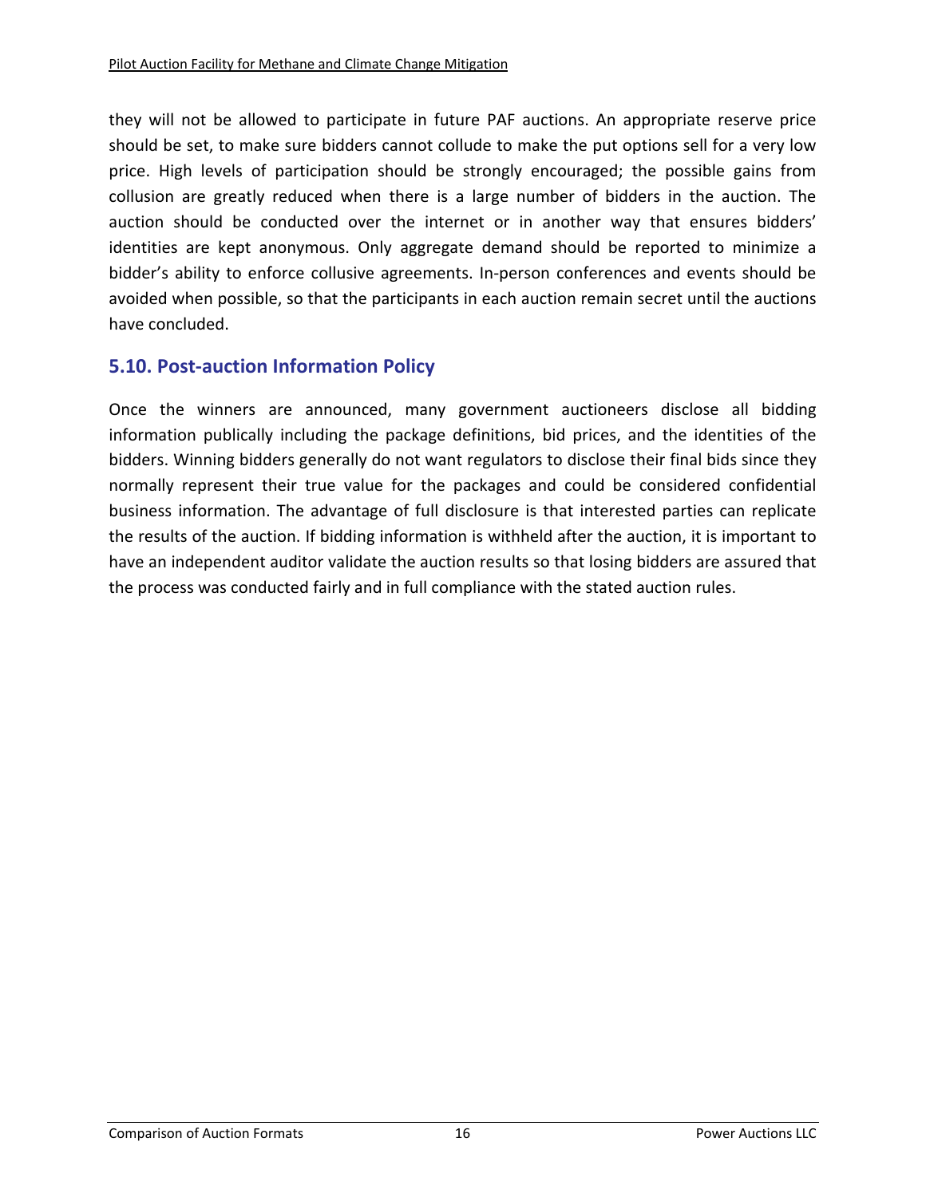they will not be allowed to participate in future PAF auctions. An appropriate reserve price should be set, to make sure bidders cannot collude to make the put options sell for a very low price. High levels of participation should be strongly encouraged; the possible gains from collusion are greatly reduced when there is a large number of bidders in the auction. The auction should be conducted over the internet or in another way that ensures bidders' identities are kept anonymous. Only aggregate demand should be reported to minimize a bidder's ability to enforce collusive agreements. In-person conferences and events should be avoided when possible, so that the participants in each auction remain secret until the auctions have concluded.

## 5.10. Post-auction Information Policy

Once the winners are announced, many government auctioneers disclose all bidding information publically including the package definitions, bid prices, and the identities of the bidders. Winning bidders generally do not want regulators to disclose their final bids since they normally represent their true value for the packages and could be considered confidential business information. The advantage of full disclosure is that interested parties can replicate the results of the auction. If bidding information is withheld after the auction, it is important to have an independent auditor validate the auction results so that losing bidders are assured that the process was conducted fairly and in full compliance with the stated auction rules.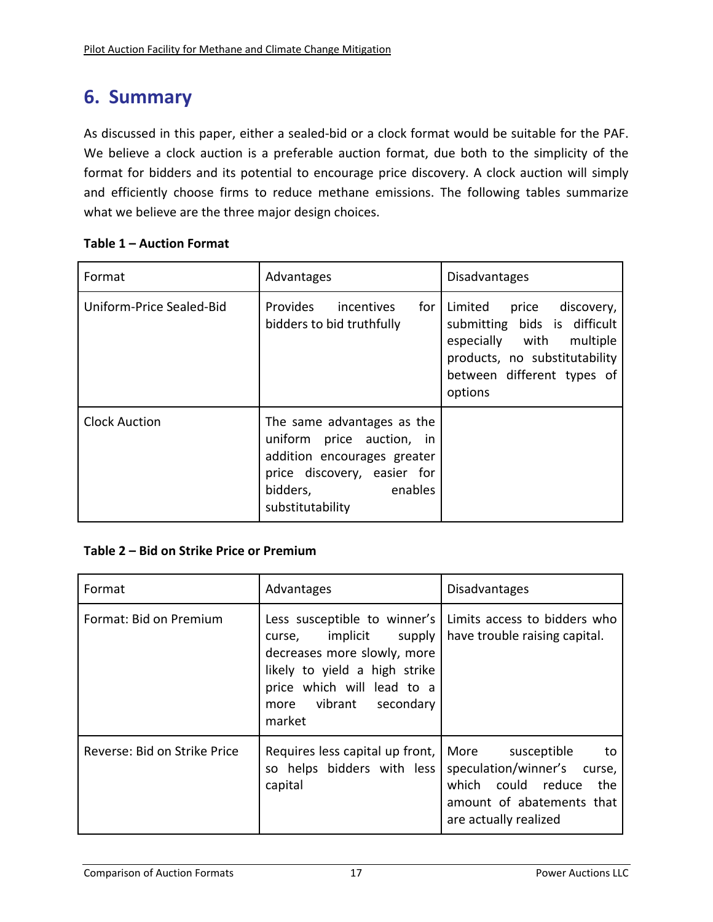## 6. Summary

As discussed in this paper, either a sealed-bid or a clock format would be suitable for the PAF. We believe a clock auction is a preferable auction format, due both to the simplicity of the format for bidders and its potential to encourage price discovery. A clock auction will simply and efficiently choose firms to reduce methane emissions. The following tables summarize what we believe are the three major design choices.

**Table 1 – Auction Format**

| Format | Advantages | Disadvantages |
|---|---|---|
| Uniform-Price Sealed-Bid | Provides incentives for bidders to bid truthfully | Limited price discovery, submitting bids is difficult especially with multiple products, no substitutability between different types of options |
| Clock Auction | The same advantages as the uniform price auction, in addition encourages greater price discovery, easier for bidders, enables substitutability | |

**Table 2 – Bid on Strike Price or Premium**

| Format | Advantages | Disadvantages |
|---|---|---|
| Format: Bid on Premium | Less susceptible to winner's curse, implicit supply decreases more slowly, more likely to yield a high strike price which will lead to a more vibrant secondary market | Limits access to bidders who have trouble raising capital. |
| Reverse: Bid on Strike Price | Requires less capital up front, so helps bidders with less capital | More susceptible to speculation/winner's curse, which could reduce the amount of abatements that are actually realized |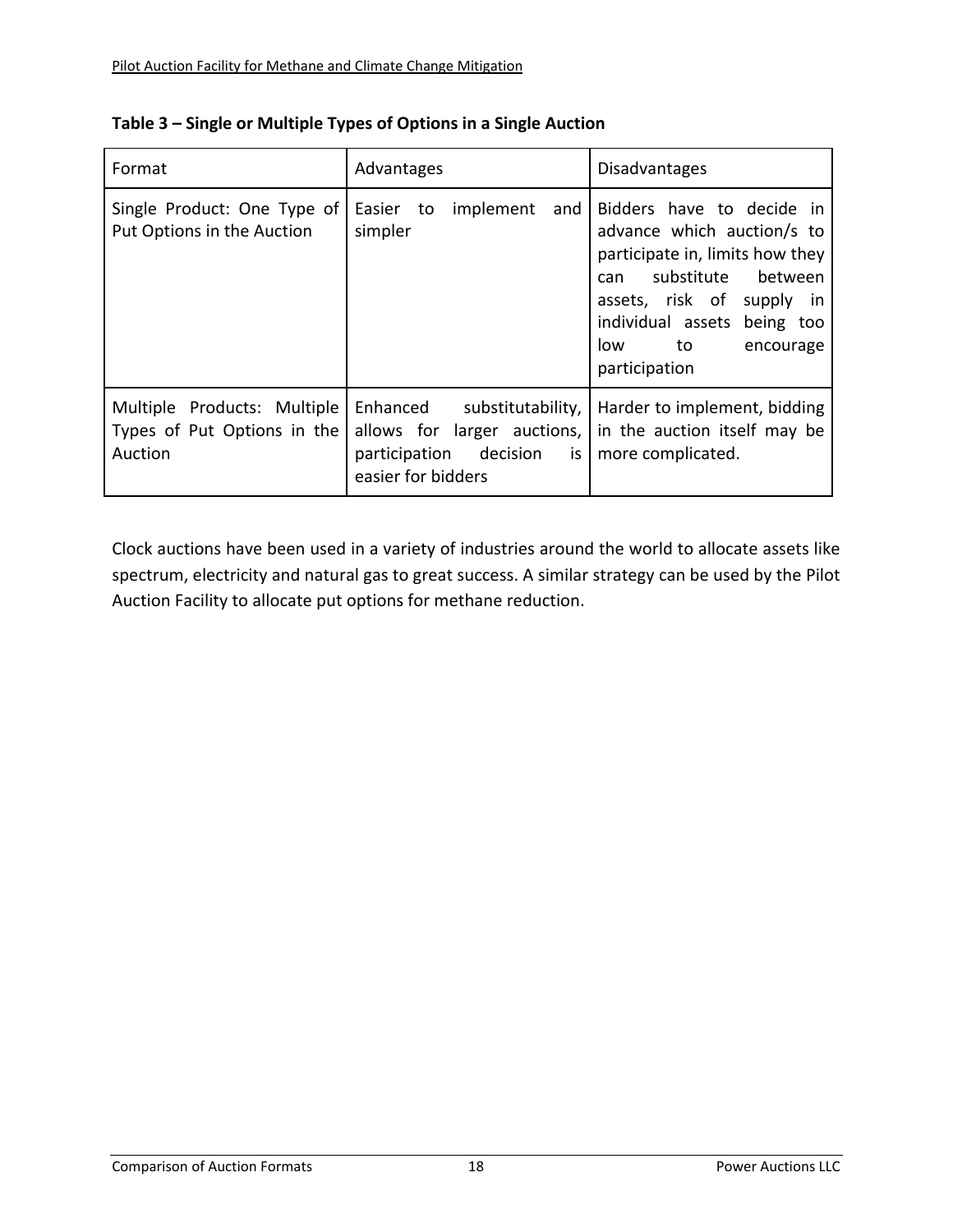**Table 3 – Single or Multiple Types of Options in a Single Auction**

| Format | Advantages | Disadvantages |
|---|---|---|
| Single Product: One Type of Put Options in the Auction | Easier to implement and simpler | Bidders have to decide in advance which auction/s to participate in, limits how they can substitute between assets, risk of supply in individual assets being too low to encourage participation |
| Multiple Products: Multiple Types of Put Options in the Auction | Enhanced substitutability, allows for larger auctions, participation decision is easier for bidders | Harder to implement, bidding in the auction itself may be more complicated. |

Clock auctions have been used in a variety of industries around the world to allocate assets like spectrum, electricity and natural gas to great success. A similar strategy can be used by the Pilot Auction Facility to allocate put options for methane reduction.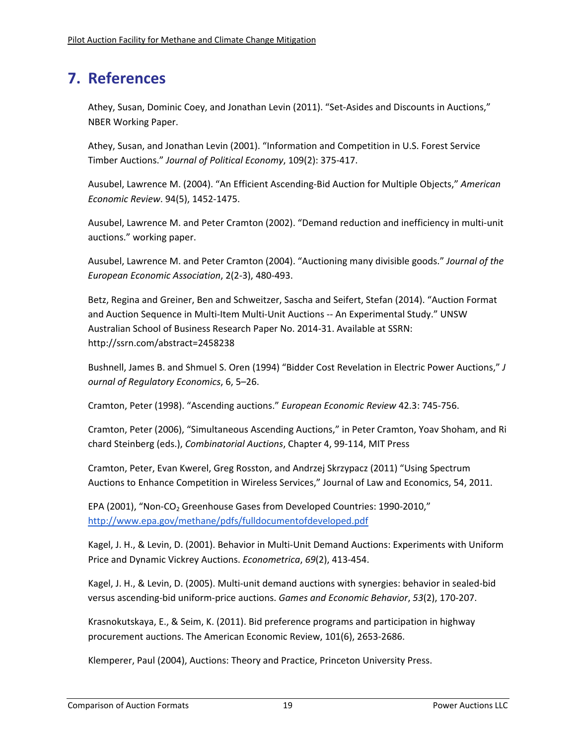# 7. References

Athey, Susan, Dominic Coey, and Jonathan Levin (2011). "Set-Asides and Discounts in Auctions," NBER Working Paper.

Athey, Susan, and Jonathan Levin (2001). "Information and Competition in U.S. Forest Service Timber Auctions." *Journal of Political Economy*, 109(2): 375-417.

Ausubel, Lawrence M. (2004). "An Efficient Ascending-Bid Auction for Multiple Objects," *American Economic Review*. 94(5), 1452-1475.

Ausubel, Lawrence M. and Peter Cramton (2002). "Demand reduction and inefficiency in multi-unit auctions." working paper.

Ausubel, Lawrence M. and Peter Cramton (2004). "Auctioning many divisible goods." *Journal of the European Economic Association*, 2(2-3), 480-493.

Betz, Regina and Greiner, Ben and Schweitzer, Sascha and Seifert, Stefan (2014). "Auction Format and Auction Sequence in Multi-Item Multi-Unit Auctions -- An Experimental Study." UNSW Australian School of Business Research Paper No. 2014-31. Available at SSRN: http://ssrn.com/abstract=2458238

Bushnell, James B. and Shmuel S. Oren (1994) "Bidder Cost Revelation in Electric Power Auctions," *Journal of Regulatory Economics*, 6, 5–26.

Cramton, Peter (1998). "Ascending auctions." *European Economic Review* 42.3: 745-756.

Cramton, Peter (2006), "Simultaneous Ascending Auctions," in Peter Cramton, Yoav Shoham, and Richard Steinberg (eds.), *Combinatorial Auctions*, Chapter 4, 99-114, MIT Press

Cramton, Peter, Evan Kwerel, Greg Rosston, and Andrzej Skrzypacz (2011) "Using Spectrum Auctions to Enhance Competition in Wireless Services," Journal of Law and Economics, 54, 2011.

EPA (2001), "Non-$CO_2$ Greenhouse Gases from Developed Countries: 1990-2010," http://www.epa.gov/methane/pdfs/fulldocumentofdeveloped.pdf

Kagel, J. H., & Levin, D. (2001). Behavior in Multi-Unit Demand Auctions: Experiments with Uniform Price and Dynamic Vickrey Auctions. *Econometrica*, *69*(2), 413-454.

Kagel, J. H., & Levin, D. (2005). Multi-unit demand auctions with synergies: behavior in sealed-bid versus ascending-bid uniform-price auctions. *Games and Economic Behavior*, *53*(2), 170-207.

Krasnokutskaya, E., & Seim, K. (2011). Bid preference programs and participation in highway procurement auctions. The American Economic Review, 101(6), 2653-2686.

Klemperer, Paul (2004), Auctions: Theory and Practice, Princeton University Press.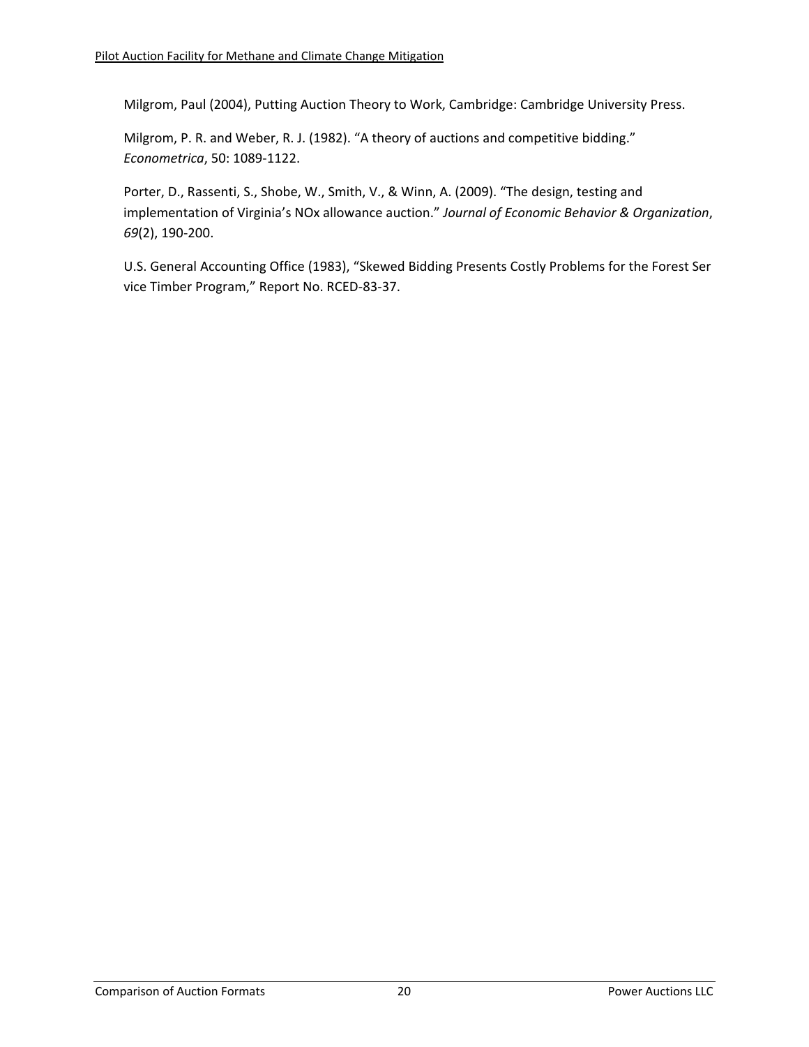Milgrom, Paul (2004), Putting Auction Theory to Work, Cambridge: Cambridge University Press.

Milgrom, P. R. and Weber, R. J. (1982). "A theory of auctions and competitive bidding." *Econometrica*, 50: 1089-1122.

Porter, D., Rassenti, S., Shobe, W., Smith, V., & Winn, A. (2009). "The design, testing and implementation of Virginia's NOx allowance auction." *Journal of Economic Behavior & Organization*, *69*(2), 190-200.

U.S. General Accounting Office (1983), "Skewed Bidding Presents Costly Problems for the Forest Ser vice Timber Program," Report No. RCED-83-37.